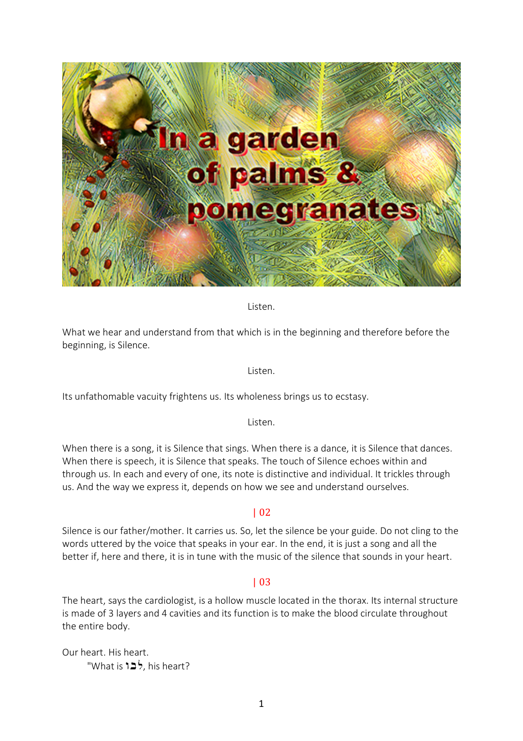# In a garden of palms & pomegranates

Listen.

What we hear and understand from that which is in the beginning and therefore before the beginning, is Silence.

Listen.

Its unfathomable vacuity frightens us. Its wholeness brings us to ecstasy.

Listen.

When there is a song, it is Silence that sings. When there is a dance, it is Silence that dances. When there is speech, it is Silence that speaks. The touch of Silence echoes within and through us. In each and every of one, its note is distinctive and individual. It trickles through us. And the way we express it, depends on how we see and understand ourselves.

| 02

Silence is our father/mother. It carries us. So, let the silence be your guide. Do not cling to the words uttered by the voice that speaks in your ear. In the end, it is just a song and all the better if, here and there, it is in tune with the music of the silence that sounds in your heart.

| 03

The heart, says the cardiologist, is a hollow muscle located in the thorax. Its internal structure is made of 3 layers and 4 cavities and its function is to make the blood circulate throughout the entire body.

Our heart. His heart.

"What is לבו, his heart?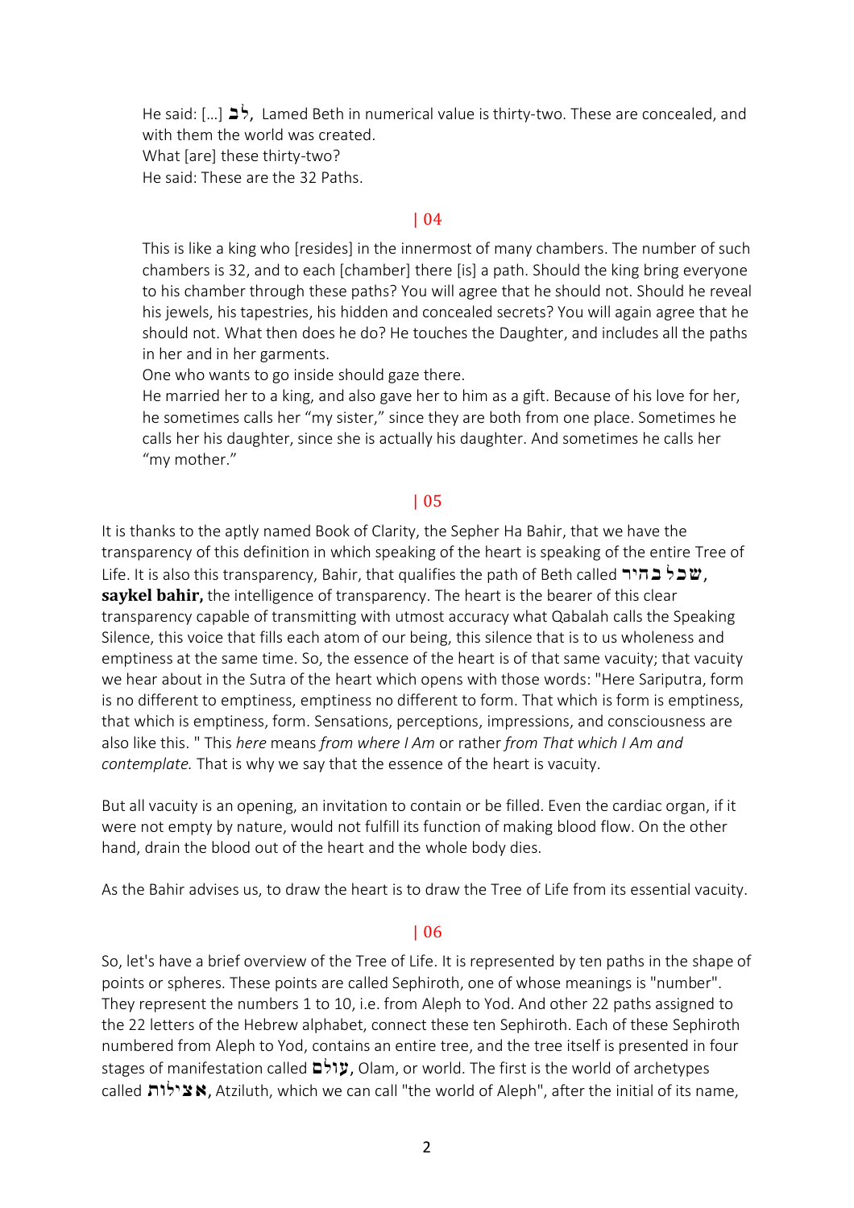He said: [...] **לב**, Lamed Beth in numerical value is thirty-two. These are concealed, and with them the world was created.
What [are] these thirty-two?
He said: These are the 32 Paths.

| 04

This is like a king who [resides] in the innermost of many chambers. The number of such chambers is 32, and to each [chamber] there [is] a path. Should the king bring everyone to his chamber through these paths? You will agree that he should not. Should he reveal his jewels, his tapestries, his hidden and concealed secrets? You will again agree that he should not. What then does he do? He touches the Daughter, and includes all the paths in her and in her garments.
One who wants to go inside should gaze there.
He married her to a king, and also gave her to him as a gift. Because of his love for her, he sometimes calls her "my sister," since they are both from one place. Sometimes he calls her his daughter, since she is actually his daughter. And sometimes he calls her "my mother."

| 05

It is thanks to the aptly named Book of Clarity, the Sepher Ha Bahir, that we have the transparency of this definition in which speaking of the heart is speaking of the entire Tree of Life. It is also this transparency, Bahir, that qualifies the path of Beth called שכל בהיר, **saykel bahir,** the intelligence of transparency. The heart is the bearer of this clear transparency capable of transmitting with utmost accuracy what Qabalah calls the Speaking Silence, this voice that fills each atom of our being, this silence that is to us wholeness and emptiness at the same time. So, the essence of the heart is of that same vacuity; that vacuity we hear about in the Sutra of the heart which opens with those words: "Here Sariputra, form is no different to emptiness, emptiness no different to form. That which is form is emptiness, that which is emptiness, form. Sensations, perceptions, impressions, and consciousness are also like this. " This *here* means *from where I Am* or rather *from That which I Am and contemplate.* That is why we say that the essence of the heart is vacuity.

But all vacuity is an opening, an invitation to contain or be filled. Even the cardiac organ, if it were not empty by nature, would not fulfill its function of making blood flow. On the other hand, drain the blood out of the heart and the whole body dies.

As the Bahir advises us, to draw the heart is to draw the Tree of Life from its essential vacuity.

| 06

So, let's have a brief overview of the Tree of Life. It is represented by ten paths in the shape of points or spheres. These points are called Sephiroth, one of whose meanings is "number". They represent the numbers 1 to 10, i.e. from Aleph to Yod. And other 22 paths assigned to the 22 letters of the Hebrew alphabet, connect these ten Sephiroth. Each of these Sephiroth numbered from Aleph to Yod, contains an entire tree, and the tree itself is presented in four stages of manifestation called **עולם**, Olam, or world. The first is the world of archetypes called **אצילות**, Atziluth, which we can call "the world of Aleph", after the initial of its name,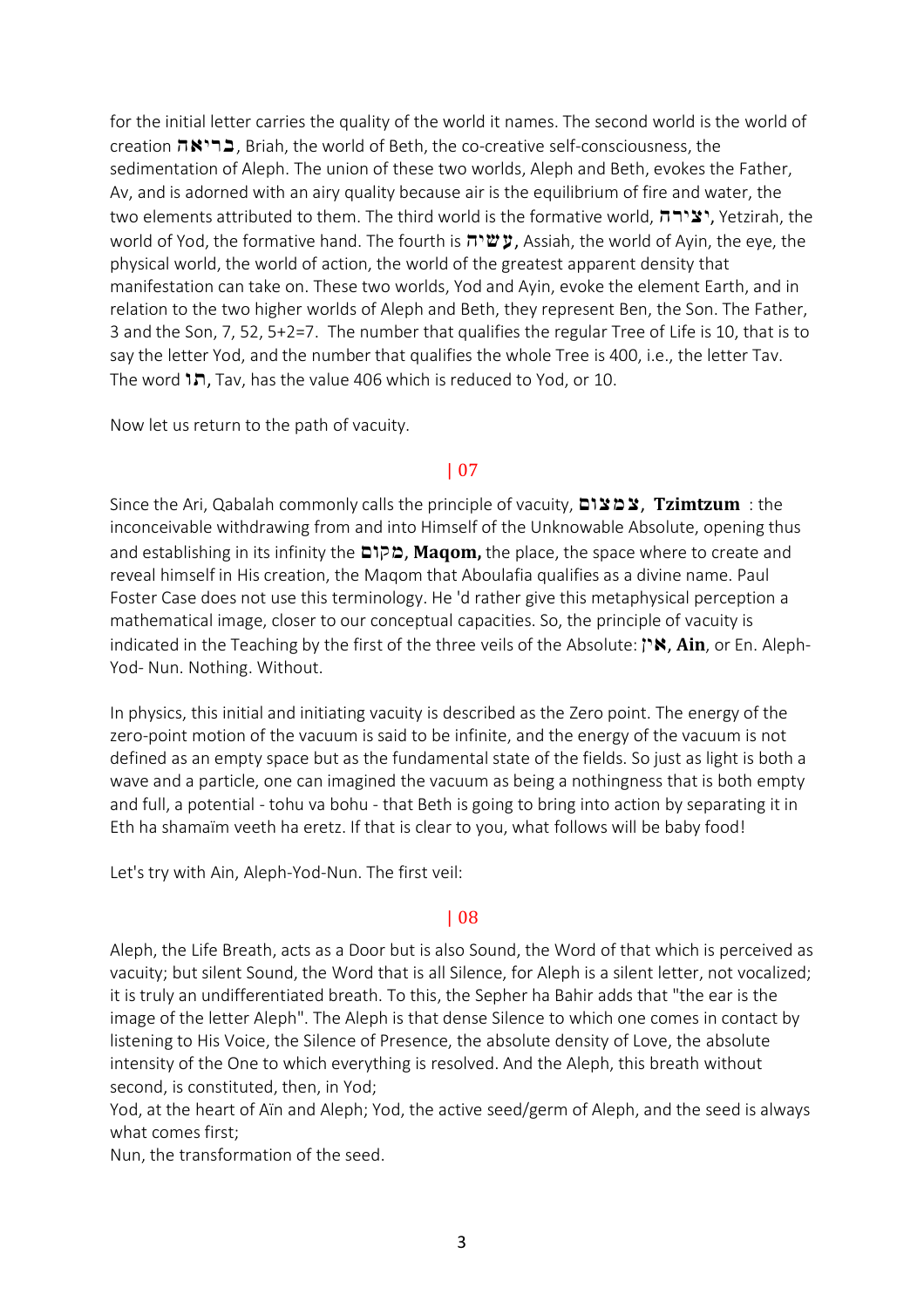for the initial letter carries the quality of the world it names. The second world is the world of creation בריאה, Briah, the world of Beth, the co-creative self-consciousness, the sedimentation of Aleph. The union of these two worlds, Aleph and Beth, evokes the Father, Av, and is adorned with an airy quality because air is the equilibrium of fire and water, the two elements attributed to them. The third world is the formative world, יצירה, Yetzirah, the world of Yod, the formative hand. The fourth is עשיה, Assiah, the world of Ayin, the eye, the physical world, the world of action, the world of the greatest apparent density that manifestation can take on. These two worlds, Yod and Ayin, evoke the element Earth, and in relation to the two higher worlds of Aleph and Beth, they represent Ben, the Son. The Father, 3 and the Son, 7, 52, 5+2=7. The number that qualifies the regular Tree of Life is 10, that is to say the letter Yod, and the number that qualifies the whole Tree is 400, i.e., the letter Tav. The word תו, Tav, has the value 406 which is reduced to Yod, or 10.

Now let us return to the path of vacuity.

## | 07

Since the Ari, Qabalah commonly calls the principle of vacuity, צמצום, **Tzimtzum** : the inconceivable withdrawing from and into Himself of the Unknowable Absolute, opening thus and establishing in its infinity the מקום, **Maqom,** the place, the space where to create and reveal himself in His creation, the Maqom that Aboulafia qualifies as a divine name. Paul Foster Case does not use this terminology. He 'd rather give this metaphysical perception a mathematical image, closer to our conceptual capacities. So, the principle of vacuity is indicated in the Teaching by the first of the three veils of the Absolute: אין, **Ain**, or En. Aleph-Yod- Nun. Nothing. Without.

In physics, this initial and initiating vacuity is described as the Zero point. The energy of the zero-point motion of the vacuum is said to be infinite, and the energy of the vacuum is not defined as an empty space but as the fundamental state of the fields. So just as light is both a wave and a particle, one can imagined the vacuum as being a nothingness that is both empty and full, a potential - tohu va bohu - that Beth is going to bring into action by separating it in Eth ha shamaïm veeth ha eretz. If that is clear to you, what follows will be baby food!

Let's try with Ain, Aleph-Yod-Nun. The first veil:

## | 08

Aleph, the Life Breath, acts as a Door but is also Sound, the Word of that which is perceived as vacuity; but silent Sound, the Word that is all Silence, for Aleph is a silent letter, not vocalized; it is truly an undifferentiated breath. To this, the Sepher ha Bahir adds that "the ear is the image of the letter Aleph". The Aleph is that dense Silence to which one comes in contact by listening to His Voice, the Silence of Presence, the absolute density of Love, the absolute intensity of the One to which everything is resolved. And the Aleph, this breath without second, is constituted, then, in Yod;

Yod, at the heart of Aïn and Aleph; Yod, the active seed/germ of Aleph, and the seed is always what comes first;

Nun, the transformation of the seed.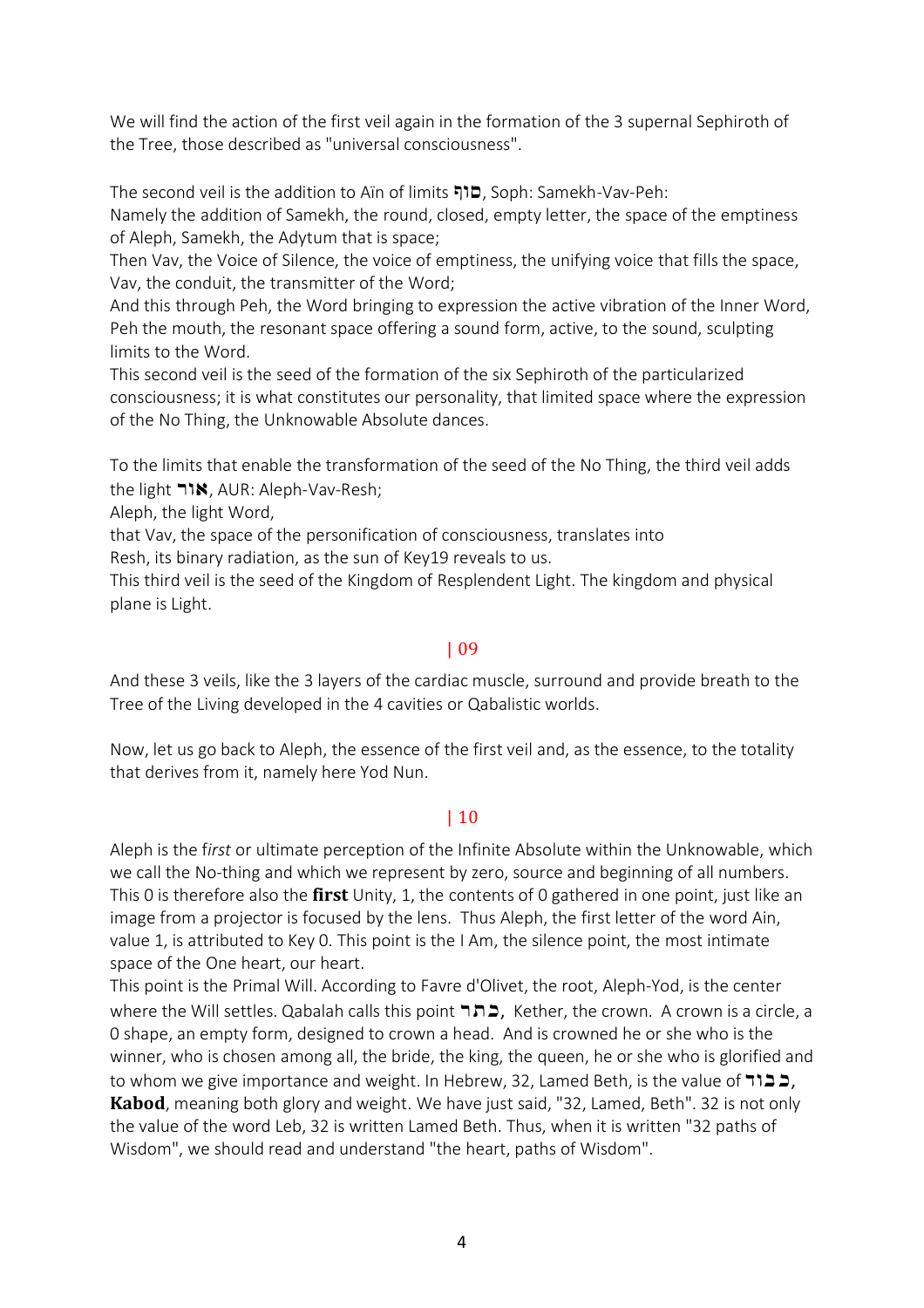We will find the action of the first veil again in the formation of the 3 supernal Sephiroth of the Tree, those described as "universal consciousness".

The second veil is the addition to Aïn of limits סוף, Soph: Samekh-Vav-Peh:
Namely the addition of Samekh, the round, closed, empty letter, the space of the emptiness of Aleph, Samekh, the Adytum that is space;
Then Vav, the Voice of Silence, the voice of emptiness, the unifying voice that fills the space, Vav, the conduit, the transmitter of the Word;
And this through Peh, the Word bringing to expression the active vibration of the Inner Word, Peh the mouth, the resonant space offering a sound form, active, to the sound, sculpting limits to the Word.
This second veil is the seed of the formation of the six Sephiroth of the particularized consciousness; it is what constitutes our personality, that limited space where the expression of the No Thing, the Unknowable Absolute dances.

To the limits that enable the transformation of the seed of the No Thing, the third veil adds the light אור, AUR: Aleph-Vav-Resh;
Aleph, the light Word,
that Vav, the space of the personification of consciousness, translates into
Resh, its binary radiation, as the sun of Key19 reveals to us.
This third veil is the seed of the Kingdom of Resplendent Light. The kingdom and physical plane is Light.

| 09

And these 3 veils, like the 3 layers of the cardiac muscle, surround and provide breath to the Tree of the Living developed in the 4 cavities or Qabalistic worlds.

Now, let us go back to Aleph, the essence of the first veil and, as the essence, to the totality that derives from it, namely here Yod Nun.

| 10

Aleph is the f*irst* or ultimate perception of the Infinite Absolute within the Unknowable, which we call the No-thing and which we represent by zero, source and beginning of all numbers. This 0 is therefore also the **first** Unity, 1, the contents of 0 gathered in one point, just like an image from a projector is focused by the lens. Thus Aleph, the first letter of the word Ain, value 1, is attributed to Key 0. This point is the I Am, the silence point, the most intimate space of the One heart, our heart.
This point is the Primal Will. According to Favre d'Olivet, the root, Aleph-Yod, is the center where the Will settles. Qabalah calls this point כתר, Kether, the crown. A crown is a circle, a 0 shape, an empty form, designed to crown a head. And is crowned he or she who is the winner, who is chosen among all, the bride, the king, the queen, he or she who is glorified and to whom we give importance and weight. In Hebrew, 32, Lamed Beth, is the value of כבוד, **Kabod**, meaning both glory and weight. We have just said, "32, Lamed, Beth". 32 is not only the value of the word Leb, 32 is written Lamed Beth. Thus, when it is written "32 paths of Wisdom", we should read and understand "the heart, paths of Wisdom".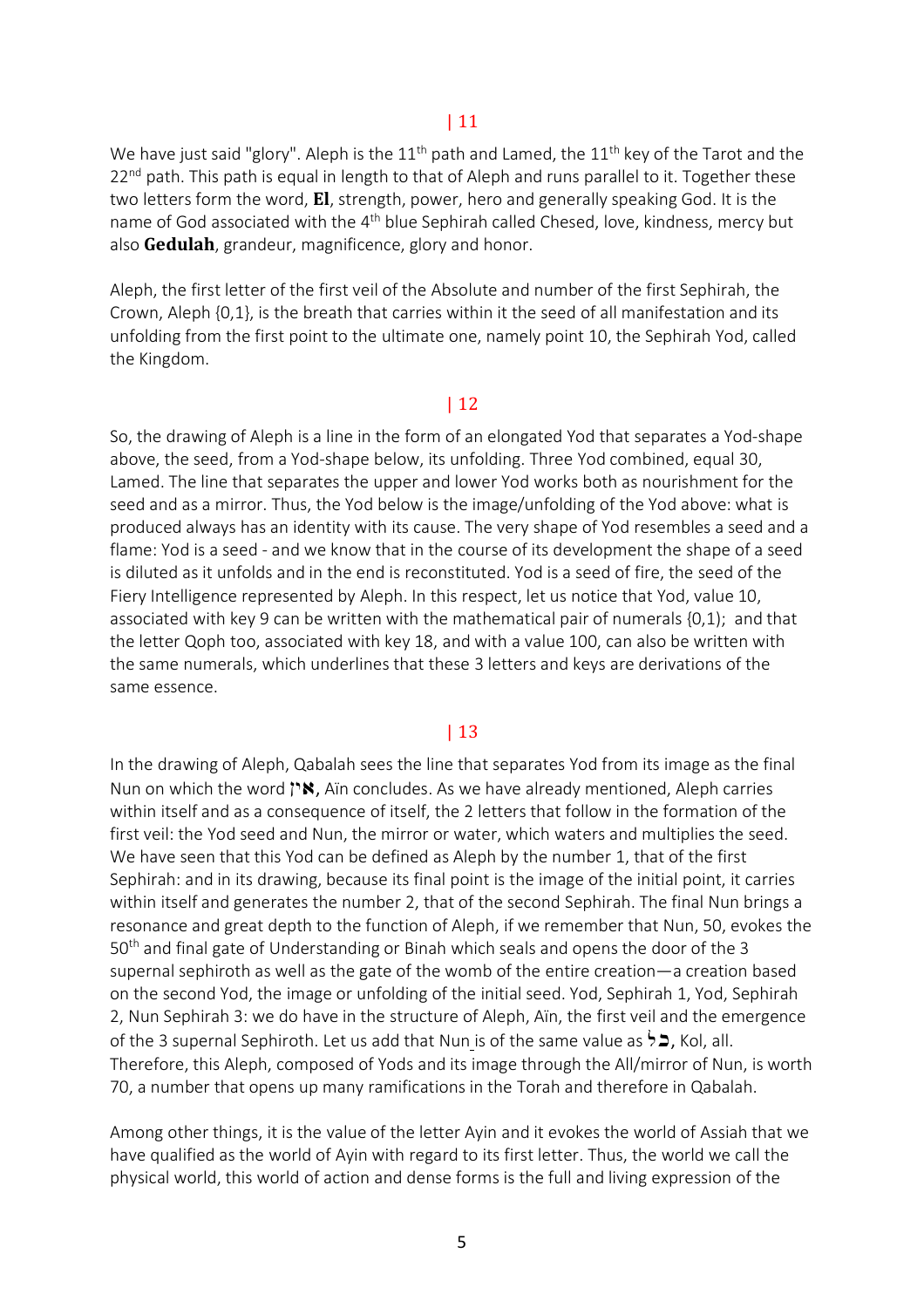| 11

We have just said "glory". Aleph is the 11th path and Lamed, the 11th key of the Tarot and the 22nd path. This path is equal in length to that of Aleph and runs parallel to it. Together these two letters form the word, **El**, strength, power, hero and generally speaking God. It is the name of God associated with the 4th blue Sephirah called Chesed, love, kindness, mercy but also **Gedulah**, grandeur, magnificence, glory and honor.

Aleph, the first letter of the first veil of the Absolute and number of the first Sephirah, the Crown, Aleph {0,1}, is the breath that carries within it the seed of all manifestation and its unfolding from the first point to the ultimate one, namely point 10, the Sephirah Yod, called the Kingdom.

| 12

So, the drawing of Aleph is a line in the form of an elongated Yod that separates a Yod-shape above, the seed, from a Yod-shape below, its unfolding. Three Yod combined, equal 30, Lamed. The line that separates the upper and lower Yod works both as nourishment for the seed and as a mirror. Thus, the Yod below is the image/unfolding of the Yod above: what is produced always has an identity with its cause. The very shape of Yod resembles a seed and a flame: Yod is a seed - and we know that in the course of its development the shape of a seed is diluted as it unfolds and in the end is reconstituted. Yod is a seed of fire, the seed of the Fiery Intelligence represented by Aleph. In this respect, let us notice that Yod, value 10, associated with key 9 can be written with the mathematical pair of numerals {0,1}; and that the letter Qoph too, associated with key 18, and with a value 100, can also be written with the same numerals, which underlines that these 3 letters and keys are derivations of the same essence.

| 13

In the drawing of Aleph, Qabalah sees the line that separates Yod from its image as the final Nun on which the word **אין**, Aïn concludes. As we have already mentioned, Aleph carries within itself and as a consequence of itself, the 2 letters that follow in the formation of the first veil: the Yod seed and Nun, the mirror or water, which waters and multiplies the seed. We have seen that this Yod can be defined as Aleph by the number 1, that of the first Sephirah: and in its drawing, because its final point is the image of the initial point, it carries within itself and generates the number 2, that of the second Sephirah. The final Nun brings a resonance and great depth to the function of Aleph, if we remember that Nun, 50, evokes the 50th and final gate of Understanding or Binah which seals and opens the door of the 3 supernal sephiroth as well as the gate of the womb of the entire creation—a creation based on the second Yod, the image or unfolding of the initial seed. Yod, Sephirah 1, Yod, Sephirah 2, Nun Sephirah 3: we do have in the structure of Aleph, Aïn, the first veil and the emergence of the 3 supernal Sephiroth. Let us add that Nun is of the same value as **כל**, Kol, all. Therefore, this Aleph, composed of Yods and its image through the All/mirror of Nun, is worth 70, a number that opens up many ramifications in the Torah and therefore in Qabalah.

Among other things, it is the value of the letter Ayin and it evokes the world of Assiah that we have qualified as the world of Ayin with regard to its first letter. Thus, the world we call the physical world, this world of action and dense forms is the full and living expression of the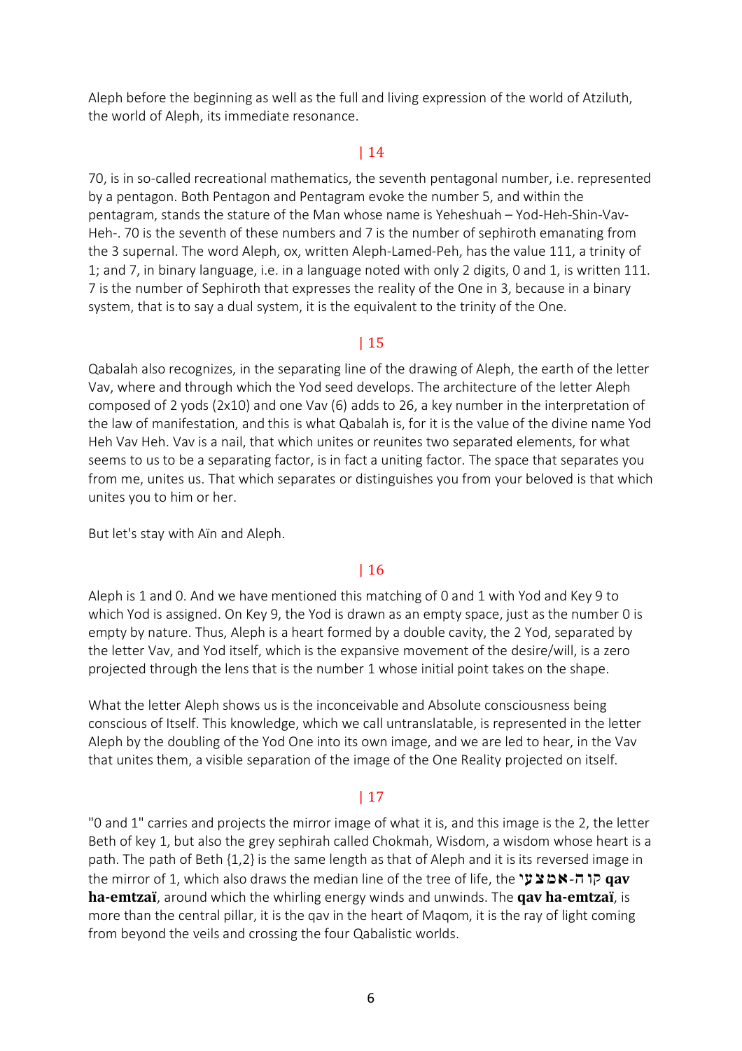Aleph before the beginning as well as the full and living expression of the world of Atziluth, the world of Aleph, its immediate resonance.

| 14

70, is in so-called recreational mathematics, the seventh pentagonal number, i.e. represented by a pentagon. Both Pentagon and Pentagram evoke the number 5, and within the pentagram, stands the stature of the Man whose name is Yeheshuah – Yod-Heh-Shin-Vav-Heh-. 70 is the seventh of these numbers and 7 is the number of sephiroth emanating from the 3 supernal. The word Aleph, ox, written Aleph-Lamed-Peh, has the value 111, a trinity of 1; and 7, in binary language, i.e. in a language noted with only 2 digits, 0 and 1, is written 111. 7 is the number of Sephiroth that expresses the reality of the One in 3, because in a binary system, that is to say a dual system, it is the equivalent to the trinity of the One.

| 15

Qabalah also recognizes, in the separating line of the drawing of Aleph, the earth of the letter Vav, where and through which the Yod seed develops. The architecture of the letter Aleph composed of 2 yods (2x10) and one Vav (6) adds to 26, a key number in the interpretation of the law of manifestation, and this is what Qabalah is, for it is the value of the divine name Yod Heh Vav Heh. Vav is a nail, that which unites or reunites two separated elements, for what seems to us to be a separating factor, is in fact a uniting factor. The space that separates you from me, unites us. That which separates or distinguishes you from your beloved is that which unites you to him or her.

But let's stay with Aïn and Aleph.

| 16

Aleph is 1 and 0. And we have mentioned this matching of 0 and 1 with Yod and Key 9 to which Yod is assigned. On Key 9, the Yod is drawn as an empty space, just as the number 0 is empty by nature. Thus, Aleph is a heart formed by a double cavity, the 2 Yod, separated by the letter Vav, and Yod itself, which is the expansive movement of the desire/will, is a zero projected through the lens that is the number 1 whose initial point takes on the shape.

What the letter Aleph shows us is the inconceivable and Absolute consciousness being conscious of Itself. This knowledge, which we call untranslatable, is represented in the letter Aleph by the doubling of the Yod One into its own image, and we are led to hear, in the Vav that unites them, a visible separation of the image of the One Reality projected on itself.

| 17

"0 and 1" carries and projects the mirror image of what it is, and this image is the 2, the letter Beth of key 1, but also the grey sephirah called Chokmah, Wisdom, a wisdom whose heart is a path. The path of Beth {1,2} is the same length as that of Aleph and it is its reversed image in the mirror of 1, which also draws the median line of the tree of life, the קו ה-אמצעי **qav ha-emtzaï**, around which the whirling energy winds and unwinds. The **qav ha-emtzaï**, is more than the central pillar, it is the qav in the heart of Maqom, it is the ray of light coming from beyond the veils and crossing the four Qabalistic worlds.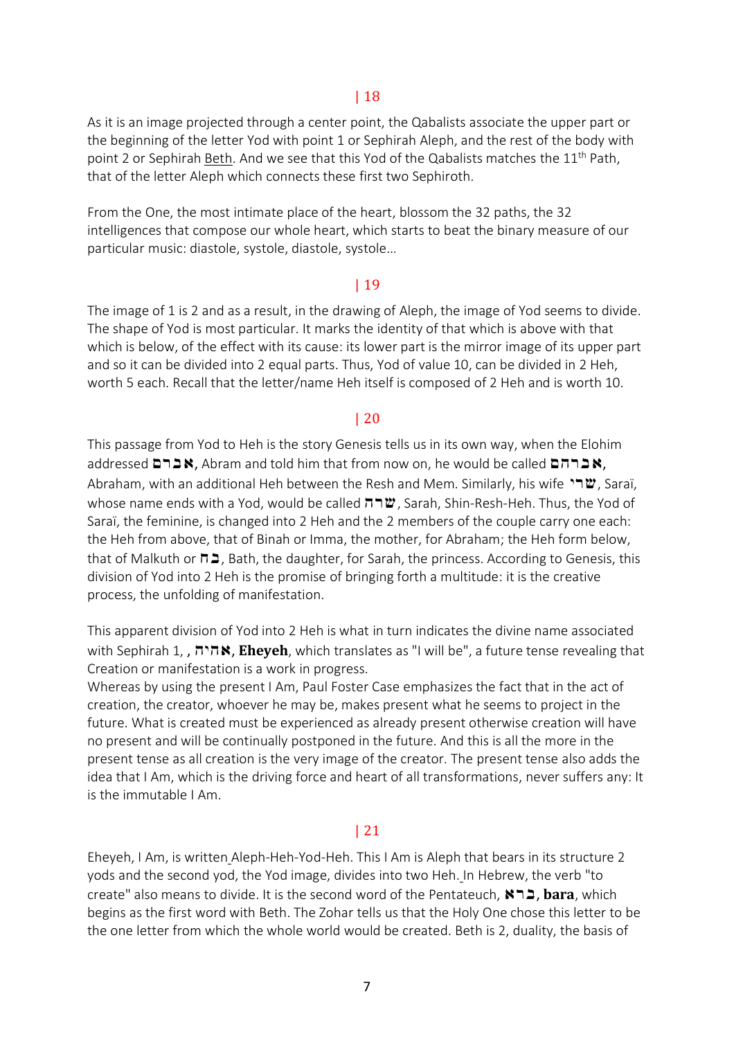| 18

As it is an image projected through a center point, the Qabalists associate the upper part or the beginning of the letter Yod with point 1 or Sephirah Aleph, and the rest of the body with point 2 or Sephirah Beth. And we see that this Yod of the Qabalists matches the 11th Path, that of the letter Aleph which connects these first two Sephiroth.

From the One, the most intimate place of the heart, blossom the 32 paths, the 32 intelligences that compose our whole heart, which starts to beat the binary measure of our particular music: diastole, systole, diastole, systole…

| 19

The image of 1 is 2 and as a result, in the drawing of Aleph, the image of Yod seems to divide. The shape of Yod is most particular. It marks the identity of that which is above with that which is below, of the effect with its cause: its lower part is the mirror image of its upper part and so it can be divided into 2 equal parts. Thus, Yod of value 10, can be divided in 2 Heh, worth 5 each. Recall that the letter/name Heh itself is composed of 2 Heh and is worth 10.

| 20

This passage from Yod to Heh is the story Genesis tells us in its own way, when the Elohim addressed **אברם**, Abram and told him that from now on, he would be called **אברהם**, Abraham, with an additional Heh between the Resh and Mem. Similarly, his wife **שרי**, Saraï, whose name ends with a Yod, would be called **שרה**, Sarah, Shin-Resh-Heh. Thus, the Yod of Saraï, the feminine, is changed into 2 Heh and the 2 members of the couple carry one each: the Heh from above, that of Binah or Imma, the mother, for Abraham; the Heh form below, that of Malkuth or **בת**, Bath, the daughter, for Sarah, the princess. According to Genesis, this division of Yod into 2 Heh is the promise of bringing forth a multitude: it is the creative process, the unfolding of manifestation.

This apparent division of Yod into 2 Heh is what in turn indicates the divine name associated with Sephirah 1, , **אהיה**, **Eheyeh**, which translates as "I will be", a future tense revealing that Creation or manifestation is a work in progress.
Whereas by using the present I Am, Paul Foster Case emphasizes the fact that in the act of creation, the creator, whoever he may be, makes present what he seems to project in the future. What is created must be experienced as already present otherwise creation will have no present and will be continually postponed in the future. And this is all the more in the present tense as all creation is the very image of the creator. The present tense also adds the idea that I Am, which is the driving force and heart of all transformations, never suffers any: It is the immutable I Am.

| 21

Eheyeh, I Am, is written Aleph-Heh-Yod-Heh. This I Am is Aleph that bears in its structure 2 yods and the second yod, the Yod image, divides into two Heh. In Hebrew, the verb "to create" also means to divide. It is the second word of the Pentateuch, **ברא**, **bara**, which begins as the first word with Beth. The Zohar tells us that the Holy One chose this letter to be the one letter from which the whole world would be created. Beth is 2, duality, the basis of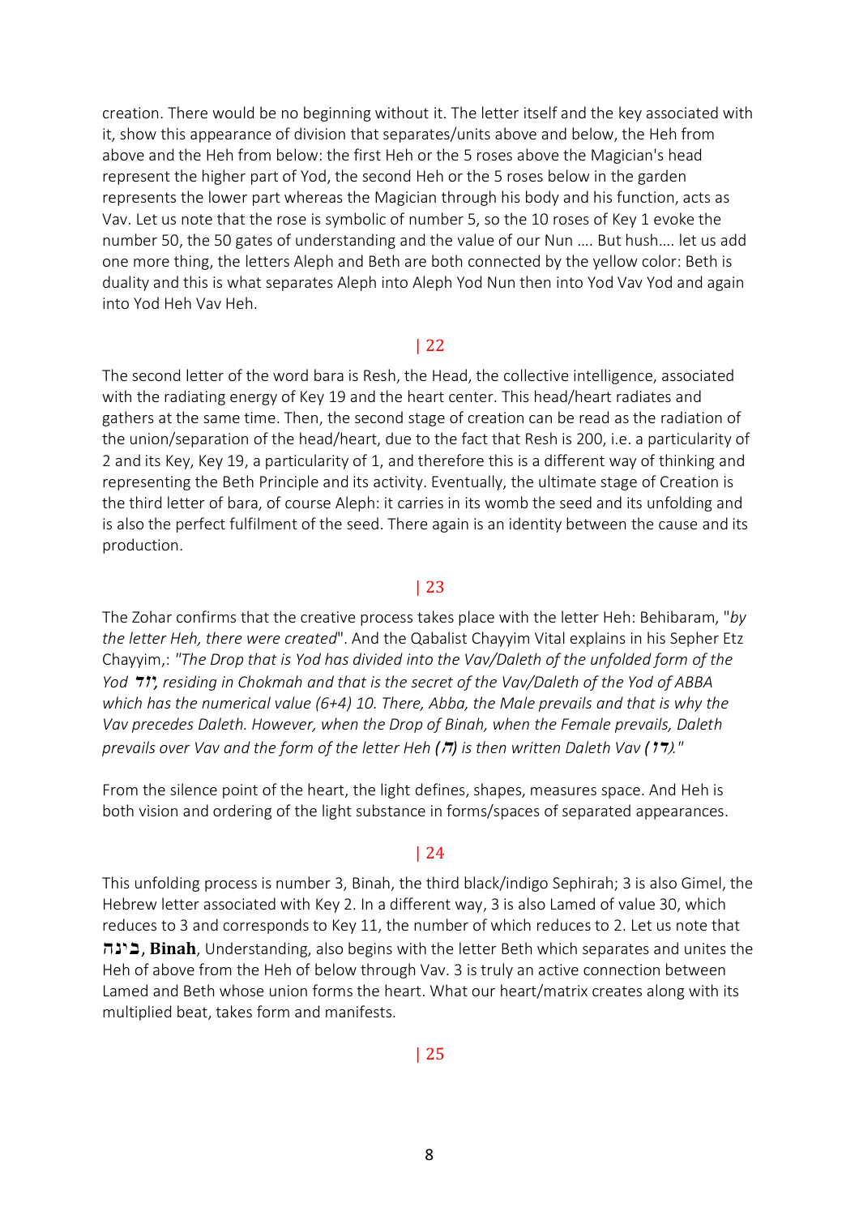creation. There would be no beginning without it. The letter itself and the key associated with it, show this appearance of division that separates/units above and below, the Heh from above and the Heh from below: the first Heh or the 5 roses above the Magician's head represent the higher part of Yod, the second Heh or the 5 roses below in the garden represents the lower part whereas the Magician through his body and his function, acts as Vav. Let us note that the rose is symbolic of number 5, so the 10 roses of Key 1 evoke the number 50, the 50 gates of understanding and the value of our Nun …. But hush…. let us add one more thing, the letters Aleph and Beth are both connected by the yellow color: Beth is duality and this is what separates Aleph into Aleph Yod Nun then into Yod Vav Yod and again into Yod Heh Vav Heh.

| 22

The second letter of the word bara is Resh, the Head, the collective intelligence, associated with the radiating energy of Key 19 and the heart center. This head/heart radiates and gathers at the same time. Then, the second stage of creation can be read as the radiation of the union/separation of the head/heart, due to the fact that Resh is 200, i.e. a particularity of 2 and its Key, Key 19, a particularity of 1, and therefore this is a different way of thinking and representing the Beth Principle and its activity. Eventually, the ultimate stage of Creation is the third letter of bara, of course Aleph: it carries in its womb the seed and its unfolding and is also the perfect fulfilment of the seed. There again is an identity between the cause and its production.

| 23

The Zohar confirms that the creative process takes place with the letter Heh: Behibaram, "*by the letter Heh, there were created*". And the Qabalist Chayyim Vital explains in his Sepher Etz Chayyim,: *"The Drop that is Yod has divided into the Vav/Daleth of the unfolded form of the Yod* יוד*, residing in Chokmah and that is the secret of the Vav/Daleth of the Yod of ABBA which has the numerical value (6+4) 10. There, Abba, the Male prevails and that is why the Vav precedes Daleth. However, when the Drop of Binah, when the Female prevails, Daleth prevails over Vav and the form of the letter Heh (*ה*) is then written Daleth Vav (*דו*)."*

From the silence point of the heart, the light defines, shapes, measures space. And Heh is both vision and ordering of the light substance in forms/spaces of separated appearances.

| 24

This unfolding process is number 3, Binah, the third black/indigo Sephirah; 3 is also Gimel, the Hebrew letter associated with Key 2. In a different way, 3 is also Lamed of value 30, which reduces to 3 and corresponds to Key 11, the number of which reduces to 2. Let us note that בינה, **Binah**, Understanding, also begins with the letter Beth which separates and unites the Heh of above from the Heh of below through Vav. 3 is truly an active connection between Lamed and Beth whose union forms the heart. What our heart/matrix creates along with its multiplied beat, takes form and manifests.

| 25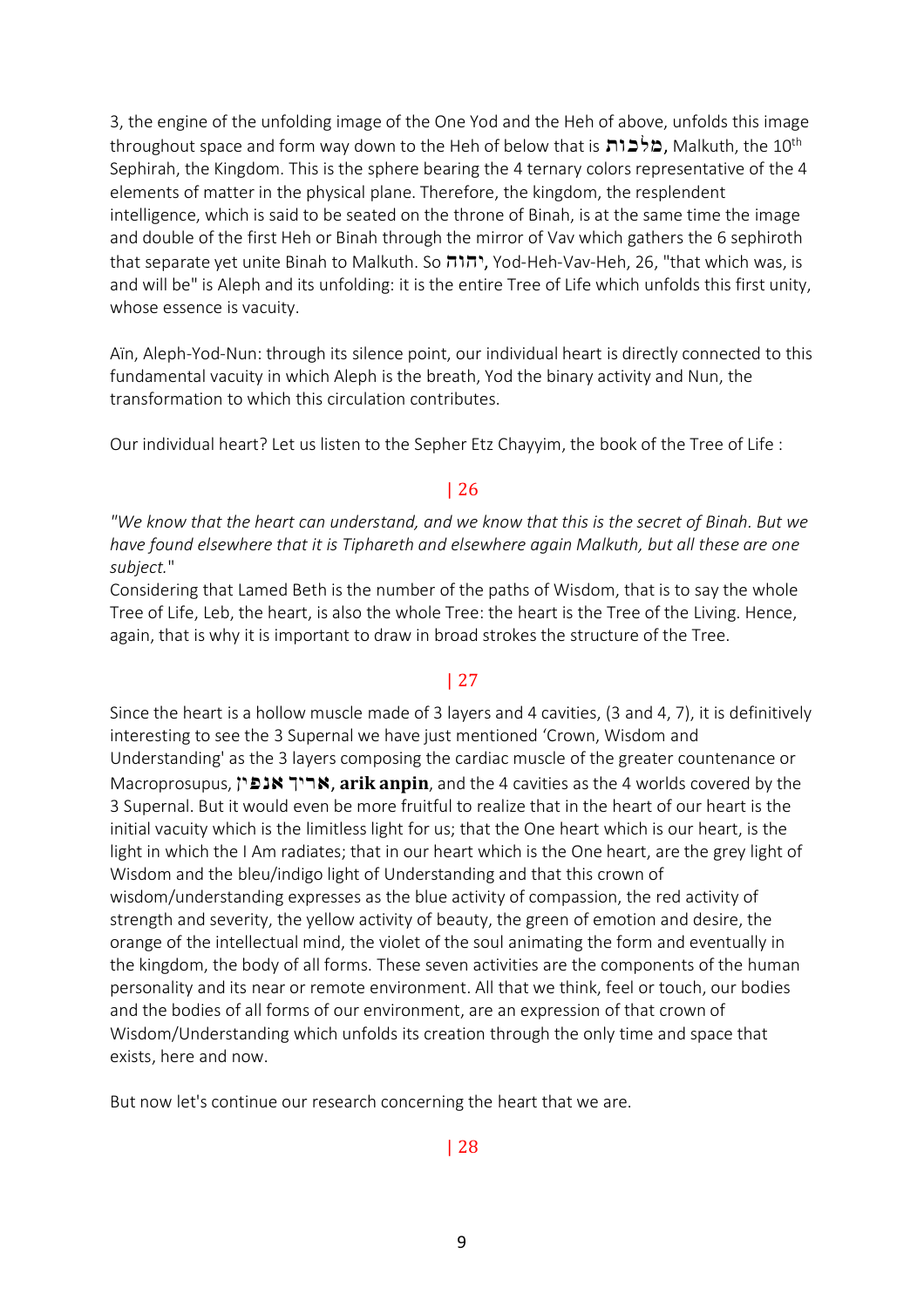3, the engine of the unfolding image of the One Yod and the Heh of above, unfolds this image throughout space and form way down to the Heh of below that is מלכות, Malkuth, the 10th Sephirah, the Kingdom. This is the sphere bearing the 4 ternary colors representative of the 4 elements of matter in the physical plane. Therefore, the kingdom, the resplendent intelligence, which is said to be seated on the throne of Binah, is at the same time the image and double of the first Heh or Binah through the mirror of Vav which gathers the 6 sephiroth that separate yet unite Binah to Malkuth. So יהוה, Yod-Heh-Vav-Heh, 26, "that which was, is and will be" is Aleph and its unfolding: it is the entire Tree of Life which unfolds this first unity, whose essence is vacuity.

Aïn, Aleph-Yod-Nun: through its silence point, our individual heart is directly connected to this fundamental vacuity in which Aleph is the breath, Yod the binary activity and Nun, the transformation to which this circulation contributes.

Our individual heart? Let us listen to the Sepher Etz Chayyim, the book of the Tree of Life :

| 26

*"We know that the heart can understand, and we know that this is the secret of Binah. But we have found elsewhere that it is Tiphareth and elsewhere again Malkuth, but all these are one subject."*

Considering that Lamed Beth is the number of the paths of Wisdom, that is to say the whole Tree of Life, Leb, the heart, is also the whole Tree: the heart is the Tree of the Living. Hence, again, that is why it is important to draw in broad strokes the structure of the Tree.

| 27

Since the heart is a hollow muscle made of 3 layers and 4 cavities, (3 and 4, 7), it is definitively interesting to see the 3 Supernal we have just mentioned 'Crown, Wisdom and Understanding' as the 3 layers composing the cardiac muscle of the greater countenance or Macroprosupus, **אריך אנפין, arik anpin**, and the 4 cavities as the 4 worlds covered by the 3 Supernal. But it would even be more fruitful to realize that in the heart of our heart is the initial vacuity which is the limitless light for us; that the One heart which is our heart, is the light in which the I Am radiates; that in our heart which is the One heart, are the grey light of Wisdom and the bleu/indigo light of Understanding and that this crown of wisdom/understanding expresses as the blue activity of compassion, the red activity of strength and severity, the yellow activity of beauty, the green of emotion and desire, the orange of the intellectual mind, the violet of the soul animating the form and eventually in the kingdom, the body of all forms. These seven activities are the components of the human personality and its near or remote environment. All that we think, feel or touch, our bodies and the bodies of all forms of our environment, are an expression of that crown of Wisdom/Understanding which unfolds its creation through the only time and space that exists, here and now.

But now let's continue our research concerning the heart that we are.

| 28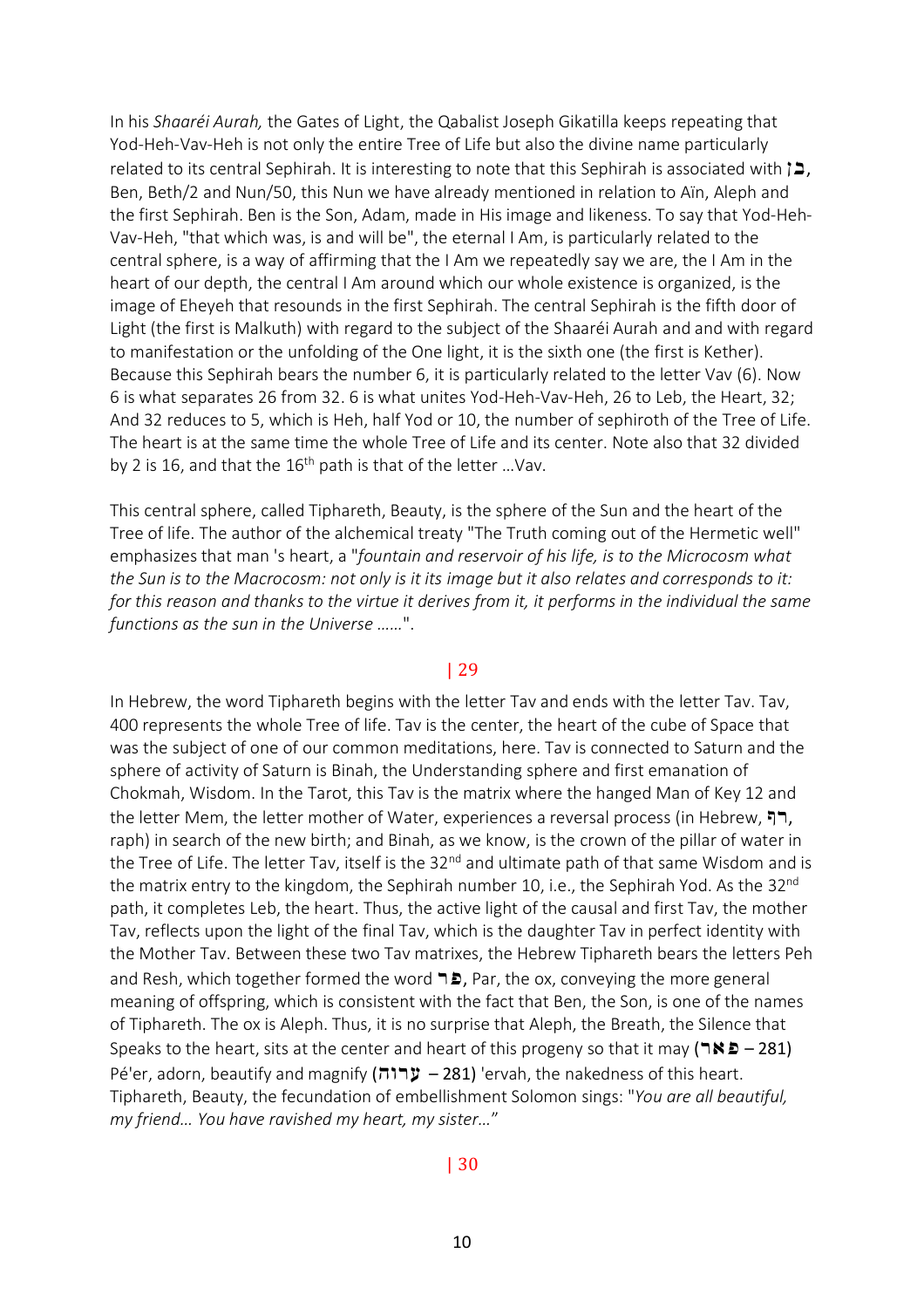In his *Shaaréi Aurah,* the Gates of Light, the Qabalist Joseph Gikatilla keeps repeating that Yod-Heh-Vav-Heh is not only the entire Tree of Life but also the divine name particularly related to its central Sephirah. It is interesting to note that this Sephirah is associated with בן, Ben, Beth/2 and Nun/50, this Nun we have already mentioned in relation to Aïn, Aleph and the first Sephirah. Ben is the Son, Adam, made in His image and likeness. To say that Yod-Heh-Vav-Heh, "that which was, is and will be", the eternal I Am, is particularly related to the central sphere, is a way of affirming that the I Am we repeatedly say we are, the I Am in the heart of our depth, the central I Am around which our whole existence is organized, is the image of Eheyeh that resounds in the first Sephirah. The central Sephirah is the fifth door of Light (the first is Malkuth) with regard to the subject of the Shaaréi Aurah and and with regard to manifestation or the unfolding of the One light, it is the sixth one (the first is Kether). Because this Sephirah bears the number 6, it is particularly related to the letter Vav (6). Now 6 is what separates 26 from 32. 6 is what unites Yod-Heh-Vav-Heh, 26 to Leb, the Heart, 32; And 32 reduces to 5, which is Heh, half Yod or 10, the number of sephiroth of the Tree of Life. The heart is at the same time the whole Tree of Life and its center. Note also that 32 divided by 2 is 16, and that the 16th path is that of the letter …Vav.

This central sphere, called Tiphareth, Beauty, is the sphere of the Sun and the heart of the Tree of life. The author of the alchemical treaty "The Truth coming out of the Hermetic well" emphasizes that man 's heart, a "*fountain and reservoir of his life, is to the Microcosm what the Sun is to the Macrocosm: not only is it its image but it also relates and corresponds to it: for this reason and thanks to the virtue it derives from it, it performs in the individual the same functions as the sun in the Universe ……*".

| 29

In Hebrew, the word Tiphareth begins with the letter Tav and ends with the letter Tav. Tav, 400 represents the whole Tree of life. Tav is the center, the heart of the cube of Space that was the subject of one of our common meditations, here. Tav is connected to Saturn and the sphere of activity of Saturn is Binah, the Understanding sphere and first emanation of Chokmah, Wisdom. In the Tarot, this Tav is the matrix where the hanged Man of Key 12 and the letter Mem, the letter mother of Water, experiences a reversal process (in Hebrew, רף, raph) in search of the new birth; and Binah, as we know, is the crown of the pillar of water in the Tree of Life. The letter Tav, itself is the 32nd and ultimate path of that same Wisdom and is the matrix entry to the kingdom, the Sephirah number 10, i.e., the Sephirah Yod. As the 32nd path, it completes Leb, the heart. Thus, the active light of the causal and first Tav, the mother Tav, reflects upon the light of the final Tav, which is the daughter Tav in perfect identity with the Mother Tav. Between these two Tav matrixes, the Hebrew Tiphareth bears the letters Peh and Resh, which together formed the word פר, Par, the ox, conveying the more general meaning of offspring, which is consistent with the fact that Ben, the Son, is one of the names of Tiphareth. The ox is Aleph. Thus, it is no surprise that Aleph, the Breath, the Silence that Speaks to the heart, sits at the center and heart of this progeny so that it may (פאר – 281) Pé'er, adorn, beautify and magnify (ערוה – 281) 'ervah, the nakedness of this heart. Tiphareth, Beauty, the fecundation of embellishment Solomon sings: "*You are all beautiful, my friend… You have ravished my heart, my sister…*"

| 30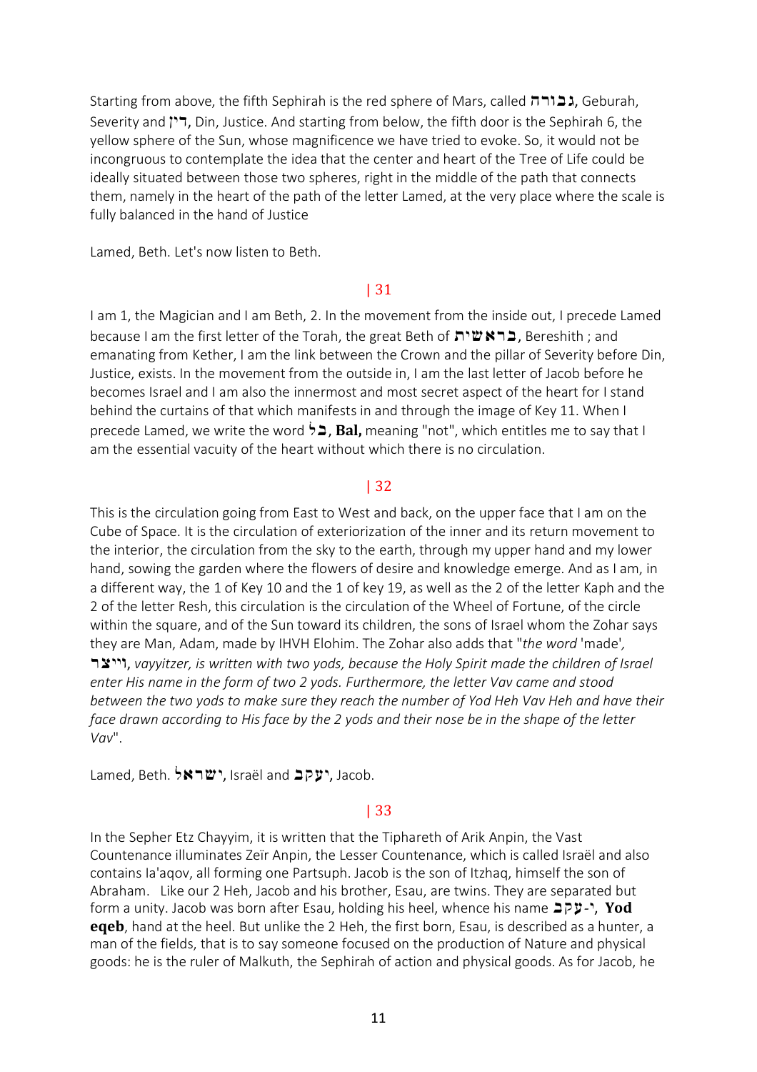Starting from above, the fifth Sephirah is the red sphere of Mars, called גבורה, Geburah, Severity and דין, Din, Justice. And starting from below, the fifth door is the Sephirah 6, the yellow sphere of the Sun, whose magnificence we have tried to evoke. So, it would not be incongruous to contemplate the idea that the center and heart of the Tree of Life could be ideally situated between those two spheres, right in the middle of the path that connects them, namely in the heart of the path of the letter Lamed, at the very place where the scale is fully balanced in the hand of Justice

Lamed, Beth. Let's now listen to Beth.

| 31

I am 1, the Magician and I am Beth, 2. In the movement from the inside out, I precede Lamed because I am the first letter of the Torah, the great Beth of בראשית, Bereshith ; and emanating from Kether, I am the link between the Crown and the pillar of Severity before Din, Justice, exists. In the movement from the outside in, I am the last letter of Jacob before he becomes Israel and I am also the innermost and most secret aspect of the heart for I stand behind the curtains of that which manifests in and through the image of Key 11. When I precede Lamed, we write the word בל, **Bal,** meaning "not", which entitles me to say that I am the essential vacuity of the heart without which there is no circulation.

| 32

This is the circulation going from East to West and back, on the upper face that I am on the Cube of Space. It is the circulation of exteriorization of the inner and its return movement to the interior, the circulation from the sky to the earth, through my upper hand and my lower hand, sowing the garden where the flowers of desire and knowledge emerge. And as I am, in a different way, the 1 of Key 10 and the 1 of key 19, as well as the 2 of the letter Kaph and the 2 of the letter Resh, this circulation is the circulation of the Wheel of Fortune, of the circle within the square, and of the Sun toward its children, the sons of Israel whom the Zohar says they are Man, Adam, made by IHVH Elohim. The Zohar also adds that "*the word* 'made'*,* וייצר*, vayyitzer, is written with two yods, because the Holy Spirit made the children of Israel enter His name in the form of two 2 yods. Furthermore, the letter Vav came and stood between the two yods to make sure they reach the number of Yod Heh Vav Heh and have their face drawn according to His face by the 2 yods and their nose be in the shape of the letter Vav*".

Lamed, Beth. ישראל, Israël and יעקב, Jacob.

| 33

In the Sepher Etz Chayyim, it is written that the Tiphareth of Arik Anpin, the Vast Countenance illuminates Zeïr Anpin, the Lesser Countenance, which is called Israël and also contains Ia'aqov, all forming one Partsuph. Jacob is the son of Itzhaq, himself the son of Abraham. Like our 2 Heh, Jacob and his brother, Esau, are twins. They are separated but form a unity. Jacob was born after Esau, holding his heel, whence his name י-עקב, **Yod eqeb**, hand at the heel. But unlike the 2 Heh, the first born, Esau, is described as a hunter, a man of the fields, that is to say someone focused on the production of Nature and physical goods: he is the ruler of Malkuth, the Sephirah of action and physical goods. As for Jacob, he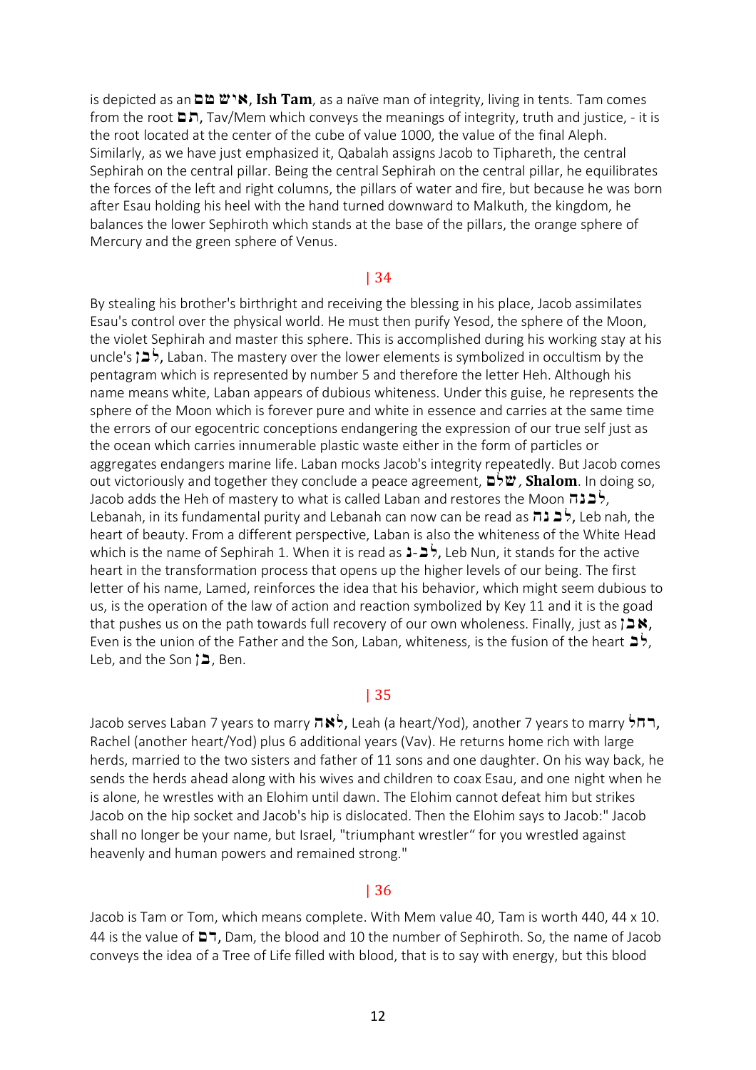is depicted as an איש תם, **Ish Tam**, as a naïve man of integrity, living in tents. Tam comes from the root תם, Tav/Mem which conveys the meanings of integrity, truth and justice, - it is the root located at the center of the cube of value 1000, the value of the final Aleph. Similarly, as we have just emphasized it, Qabalah assigns Jacob to Tiphareth, the central Sephirah on the central pillar. Being the central Sephirah on the central pillar, he equilibrates the forces of the left and right columns, the pillars of water and fire, but because he was born after Esau holding his heel with the hand turned downward to Malkuth, the kingdom, he balances the lower Sephiroth which stands at the base of the pillars, the orange sphere of Mercury and the green sphere of Venus.

| 34

By stealing his brother's birthright and receiving the blessing in his place, Jacob assimilates Esau's control over the physical world. He must then purify Yesod, the sphere of the Moon, the violet Sephirah and master this sphere. This is accomplished during his working stay at his uncle's לבן, Laban. The mastery over the lower elements is symbolized in occultism by the pentagram which is represented by number 5 and therefore the letter Heh. Although his name means white, Laban appears of dubious whiteness. Under this guise, he represents the sphere of the Moon which is forever pure and white in essence and carries at the same time the errors of our egocentric conceptions endangering the expression of our true self just as the ocean which carries innumerable plastic waste either in the form of particles or aggregates endangers marine life. Laban mocks Jacob's integrity repeatedly. But Jacob comes out victoriously and together they conclude a peace agreement, שלם, **Shalom**. In doing so, Jacob adds the Heh of mastery to what is called Laban and restores the Moon לבנה, Lebanah, in its fundamental purity and Lebanah can now can be read as לב נה, Leb nah, the heart of beauty. From a different perspective, Laban is also the whiteness of the White Head which is the name of Sephirah 1. When it is read as לב-נ, Leb Nun, it stands for the active heart in the transformation process that opens up the higher levels of our being. The first letter of his name, Lamed, reinforces the idea that his behavior, which might seem dubious to us, is the operation of the law of action and reaction symbolized by Key 11 and it is the goad that pushes us on the path towards full recovery of our own wholeness. Finally, just as אבן, Even is the union of the Father and the Son, Laban, whiteness, is the fusion of the heart לב, Leb, and the Son בן, Ben.

| 35

Jacob serves Laban 7 years to marry לאה, Leah (a heart/Yod), another 7 years to marry רחל, Rachel (another heart/Yod) plus 6 additional years (Vav). He returns home rich with large herds, married to the two sisters and father of 11 sons and one daughter. On his way back, he sends the herds ahead along with his wives and children to coax Esau, and one night when he is alone, he wrestles with an Elohim until dawn. The Elohim cannot defeat him but strikes Jacob on the hip socket and Jacob's hip is dislocated. Then the Elohim says to Jacob:" Jacob shall no longer be your name, but Israel, "triumphant wrestler" for you wrestled against heavenly and human powers and remained strong."

| 36

Jacob is Tam or Tom, which means complete. With Mem value 40, Tam is worth 440, 44 x 10. 44 is the value of דם, Dam, the blood and 10 the number of Sephiroth. So, the name of Jacob conveys the idea of a Tree of Life filled with blood, that is to say with energy, but this blood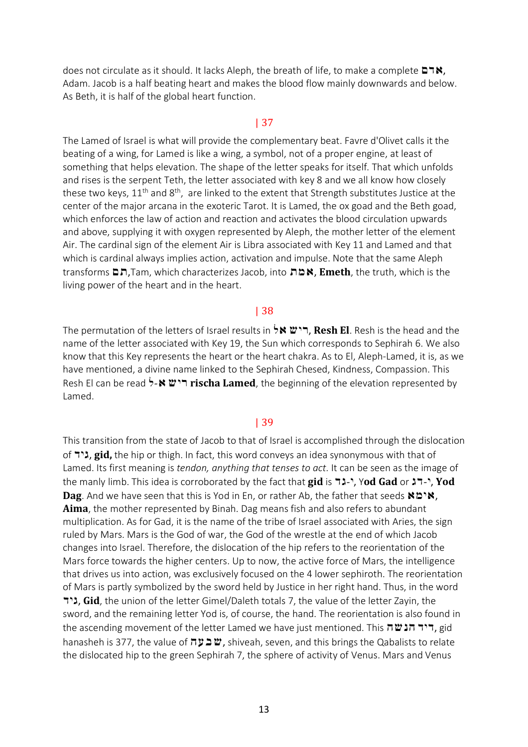does not circulate as it should. It lacks Aleph, the breath of life, to make a complete אדם, Adam. Jacob is a half beating heart and makes the blood flow mainly downwards and below. As Beth, it is half of the global heart function.

| 37

The Lamed of Israel is what will provide the complementary beat. Favre d'Olivet calls it the beating of a wing, for Lamed is like a wing, a symbol, not of a proper engine, at least of something that helps elevation. The shape of the letter speaks for itself. That which unfolds and rises is the serpent Teth, the letter associated with key 8 and we all know how closely these two keys, 11th and 8th, are linked to the extent that Strength substitutes Justice at the center of the major arcana in the exoteric Tarot. It is Lamed, the ox goad and the Beth goad, which enforces the law of action and reaction and activates the blood circulation upwards and above, supplying it with oxygen represented by Aleph, the mother letter of the element Air. The cardinal sign of the element Air is Libra associated with Key 11 and Lamed and that which is cardinal always implies action, activation and impulse. Note that the same Aleph transforms תם,Tam, which characterizes Jacob, into **אמת, Emeth**, the truth, which is the living power of the heart and in the heart.

| 38

The permutation of the letters of Israel results in **ריש אל, Resh El**. Resh is the head and the name of the letter associated with Key 19, the Sun which corresponds to Sephirah 6. We also know that this Key represents the heart or the heart chakra. As to El, Aleph-Lamed, it is, as we have mentioned, a divine name linked to the Sephirah Chesed, Kindness, Compassion. This Resh El can be read **ריש א-ל rischa Lamed**, the beginning of the elevation represented by Lamed.

| 39

This transition from the state of Jacob to that of Israel is accomplished through the dislocation of **גיד, gid,** the hip or thigh. In fact, this word conveys an idea synonymous with that of Lamed. Its first meaning is *tendon, anything that tenses to act*. It can be seen as the image of the manly limb. This idea is corroborated by the fact that **gid** is **י-גד, Yod Gad** or **י-דג, Yod Dag**. And we have seen that this is Yod in En, or rather Ab, the father that seeds **אימא, Aima**, the mother represented by Binah. Dag means fish and also refers to abundant multiplication. As for Gad, it is the name of the tribe of Israel associated with Aries, the sign ruled by Mars. Mars is the God of war, the God of the wrestle at the end of which Jacob changes into Israel. Therefore, the dislocation of the hip refers to the reorientation of the Mars force towards the higher centers. Up to now, the active force of Mars, the intelligence that drives us into action, was exclusively focused on the 4 lower sephiroth. The reorientation of Mars is partly symbolized by the sword held by Justice in her right hand. Thus, in the word **גיד, Gid**, the union of the letter Gimel/Daleth totals 7, the value of the letter Zayin, the sword, and the remaining letter Yod is, of course, the hand. The reorientation is also found in the ascending movement of the letter Lamed we have just mentioned. This **גיד הנשה**, gid hanasheh is 377, the value of **שבעה**, shiveah, seven, and this brings the Qabalists to relate the dislocated hip to the green Sephirah 7, the sphere of activity of Venus. Mars and Venus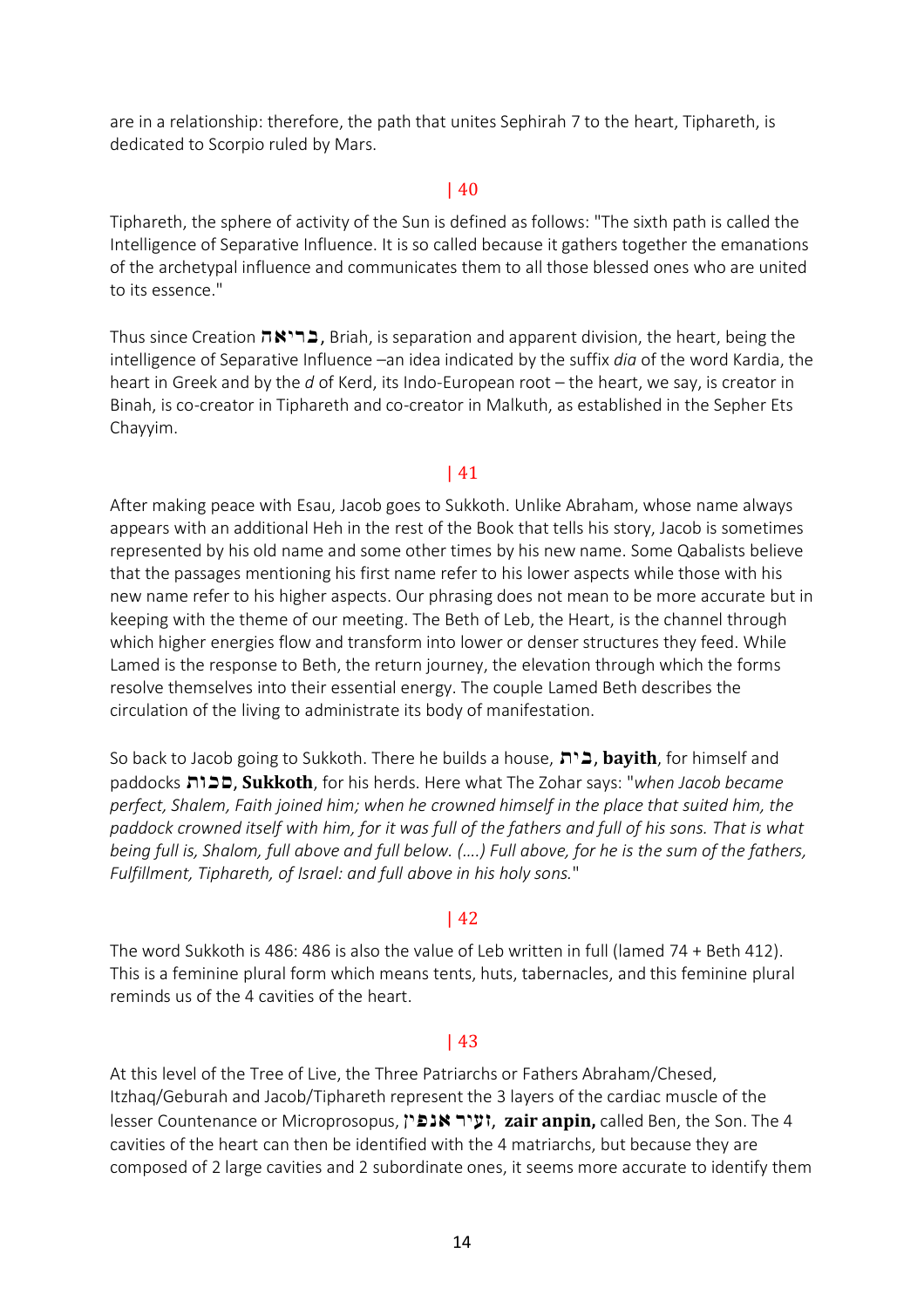are in a relationship: therefore, the path that unites Sephirah 7 to the heart, Tiphareth, is dedicated to Scorpio ruled by Mars.

| 40

Tiphareth, the sphere of activity of the Sun is defined as follows: "The sixth path is called the Intelligence of Separative Influence. It is so called because it gathers together the emanations of the archetypal influence and communicates them to all those blessed ones who are united to its essence."

Thus since Creation בריאה, Briah, is separation and apparent division, the heart, being the intelligence of Separative Influence –an idea indicated by the suffix *dia* of the word Kardia, the heart in Greek and by the *d* of Kerd, its Indo-European root – the heart, we say, is creator in Binah, is co-creator in Tiphareth and co-creator in Malkuth, as established in the Sepher Ets Chayyim.

| 41

After making peace with Esau, Jacob goes to Sukkoth. Unlike Abraham, whose name always appears with an additional Heh in the rest of the Book that tells his story, Jacob is sometimes represented by his old name and some other times by his new name. Some Qabalists believe that the passages mentioning his first name refer to his lower aspects while those with his new name refer to his higher aspects. Our phrasing does not mean to be more accurate but in keeping with the theme of our meeting. The Beth of Leb, the Heart, is the channel through which higher energies flow and transform into lower or denser structures they feed. While Lamed is the response to Beth, the return journey, the elevation through which the forms resolve themselves into their essential energy. The couple Lamed Beth describes the circulation of the living to administrate its body of manifestation.

So back to Jacob going to Sukkoth. There he builds a house, בית, **bayith**, for himself and paddocks סכות, **Sukkoth**, for his herds. Here what The Zohar says: "*when Jacob became perfect, Shalem, Faith joined him; when he crowned himself in the place that suited him, the paddock crowned itself with him, for it was full of the fathers and full of his sons. That is what being full is, Shalom, full above and full below. (….) Full above, for he is the sum of the fathers, Fulfillment, Tiphareth, of Israel: and full above in his holy sons.*"

| 42

The word Sukkoth is 486: 486 is also the value of Leb written in full (lamed 74 + Beth 412). This is a feminine plural form which means tents, huts, tabernacles, and this feminine plural reminds us of the 4 cavities of the heart.

| 43

At this level of the Tree of Live, the Three Patriarchs or Fathers Abraham/Chesed, Itzhaq/Geburah and Jacob/Tiphareth represent the 3 layers of the cardiac muscle of the lesser Countenance or Microprosopus, זעיר אנפין, **zair anpin,** called Ben, the Son. The 4 cavities of the heart can then be identified with the 4 matriarchs, but because they are composed of 2 large cavities and 2 subordinate ones, it seems more accurate to identify them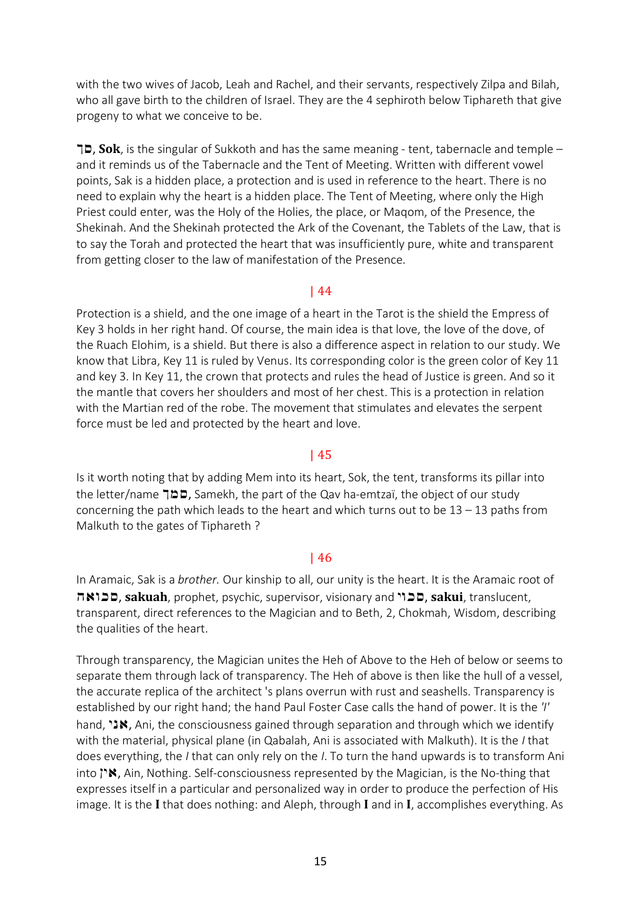with the two wives of Jacob, Leah and Rachel, and their servants, respectively Zilpa and Bilah, who all gave birth to the children of Israel. They are the 4 sephiroth below Tiphareth that give progeny to what we conceive to be.

**סך**, **Sok**, is the singular of Sukkoth and has the same meaning - tent, tabernacle and temple – and it reminds us of the Tabernacle and the Tent of Meeting. Written with different vowel points, Sak is a hidden place, a protection and is used in reference to the heart. There is no need to explain why the heart is a hidden place. The Tent of Meeting, where only the High Priest could enter, was the Holy of the Holies, the place, or Maqom, of the Presence, the Shekinah. And the Shekinah protected the Ark of the Covenant, the Tablets of the Law, that is to say the Torah and protected the heart that was insufficiently pure, white and transparent from getting closer to the law of manifestation of the Presence.

| 44

Protection is a shield, and the one image of a heart in the Tarot is the shield the Empress of Key 3 holds in her right hand. Of course, the main idea is that love, the love of the dove, of the Ruach Elohim, is a shield. But there is also a difference aspect in relation to our study. We know that Libra, Key 11 is ruled by Venus. Its corresponding color is the green color of Key 11 and key 3. In Key 11, the crown that protects and rules the head of Justice is green. And so it the mantle that covers her shoulders and most of her chest. This is a protection in relation with the Martian red of the robe. The movement that stimulates and elevates the serpent force must be led and protected by the heart and love.

| 45

Is it worth noting that by adding Mem into its heart, Sok, the tent, transforms its pillar into the letter/name **סמך**, Samekh, the part of the Qav ha-emtzaï, the object of our study concerning the path which leads to the heart and which turns out to be 13 – 13 paths from Malkuth to the gates of Tiphareth ?

| 46

In Aramaic, Sak is a *brother.* Our kinship to all, our unity is the heart. It is the Aramaic root of **סכואה**, **sakuah**, prophet, psychic, supervisor, visionary and **סכוי**, **sakui**, translucent, transparent, direct references to the Magician and to Beth, 2, Chokmah, Wisdom, describing the qualities of the heart.

Through transparency, the Magician unites the Heh of Above to the Heh of below or seems to separate them through lack of transparency. The Heh of above is then like the hull of a vessel, the accurate replica of the architect 's plans overrun with rust and seashells. Transparency is established by our right hand; the hand Paul Foster Case calls the hand of power. It is the *'I'* hand, **אני**, Ani, the consciousness gained through separation and through which we identify with the material, physical plane (in Qabalah, Ani is associated with Malkuth). It is the *I* that does everything, the *I* that can only rely on the *I*. To turn the hand upwards is to transform Ani into **אין**, Ain, Nothing. Self-consciousness represented by the Magician, is the No-thing that expresses itself in a particular and personalized way in order to produce the perfection of His image. It is the **I** that does nothing: and Aleph, through **I** and in **I**, accomplishes everything. As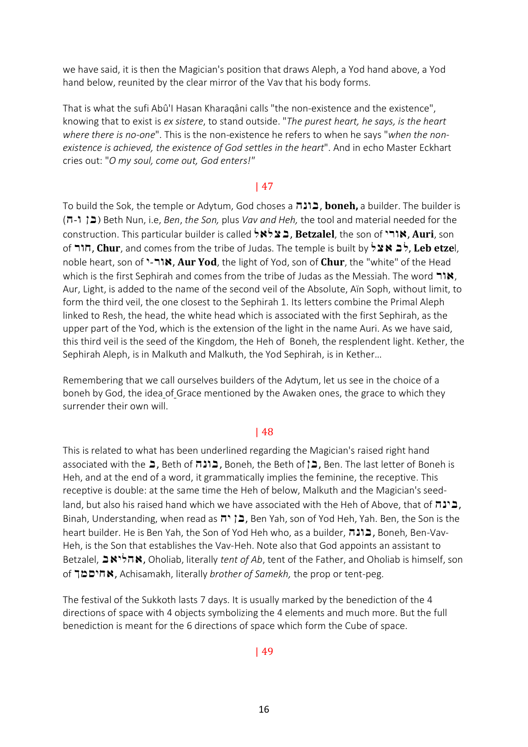we have said, it is then the Magician's position that draws Aleph, a Yod hand above, a Yod hand below, reunited by the clear mirror of the Vav that his body forms.

That is what the sufi Abû'l Hasan Kharaqâni calls "the non-existence and the existence", knowing that to exist is *ex sistere*, to stand outside. "*The purest heart, he says, is the heart where there is no-one*". This is the non-existence he refers to when he says "*when the non-existence is achieved, the existence of God settles in the heart*". And in echo Master Eckhart cries out: "*O my soul, come out, God enters!"*

| 47

To build the Sok, the temple or Adytum, God choses a בונה, **boneh,** a builder. The builder is (בן ו-ה) Beth Nun, i.e, *Ben*, *the Son,* plus *Vav and Heh,* the tool and material needed for the construction. This particular builder is called בצלאל, **Betzalel**, the son of אורי, **Auri**, son of חור, **Chur**, and comes from the tribe of Judas. The temple is built by לב אצל, **Leb etze**l, noble heart, son of אור-י, **Aur Yod**, the light of Yod, son of **Chur**, the "white" of the Head which is the first Sephirah and comes from the tribe of Judas as the Messiah. The word אור, Aur, Light, is added to the name of the second veil of the Absolute, Aïn Soph, without limit, to form the third veil, the one closest to the Sephirah 1. Its letters combine the Primal Aleph linked to Resh, the head, the white head which is associated with the first Sephirah, as the upper part of the Yod, which is the extension of the light in the name Auri. As we have said, this third veil is the seed of the Kingdom, the Heh of Boneh, the resplendent light. Kether, the Sephirah Aleph, is in Malkuth and Malkuth, the Yod Sephirah, is in Kether…

Remembering that we call ourselves builders of the Adytum, let us see in the choice of a boneh by God, the idea of Grace mentioned by the Awaken ones, the grace to which they surrender their own will.

| 48

This is related to what has been underlined regarding the Magician's raised right hand associated with the ב, Beth of בונה, Boneh, the Beth of בן, Ben. The last letter of Boneh is Heh, and at the end of a word, it grammatically implies the feminine, the receptive. This receptive is double: at the same time the Heh of below, Malkuth and the Magician's seed-land, but also his raised hand which we have associated with the Heh of Above, that of בינה, Binah, Understanding, when read as בן יה, Ben Yah, son of Yod Heh, Yah. Ben, the Son is the heart builder. He is Ben Yah, the Son of Yod Heh who, as a builder, בונה, Boneh, Ben-Vav-Heh, is the Son that establishes the Vav-Heh. Note also that God appoints an assistant to Betzalel, אהליאב, Oholiab, literally *tent of Ab*, tent of the Father, and Oholiab is himself, son of אחיסמך, Achisamakh, literally *brother of Samekh,* the prop or tent-peg.

The festival of the Sukkoth lasts 7 days. It is usually marked by the benediction of the 4 directions of space with 4 objects symbolizing the 4 elements and much more. But the full benediction is meant for the 6 directions of space which form the Cube of space.

| 49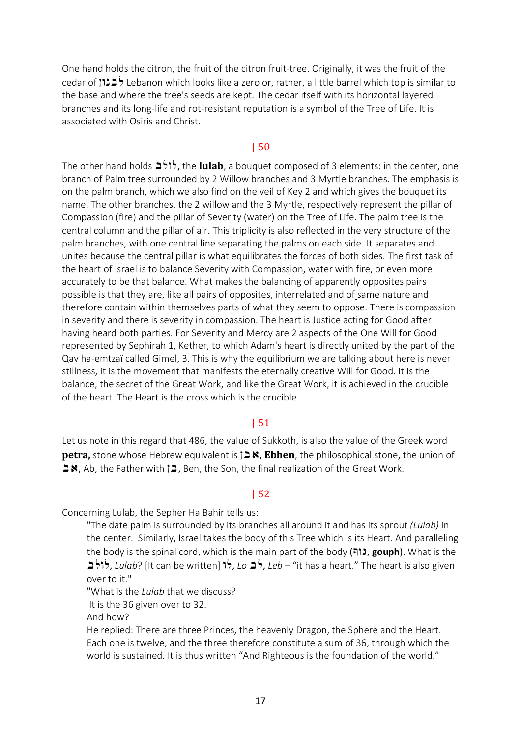One hand holds the citron, the fruit of the citron fruit-tree. Originally, it was the fruit of the cedar of לבנון Lebanon which looks like a zero or, rather, a little barrel which top is similar to the base and where the tree's seeds are kept. The cedar itself with its horizontal layered branches and its long-life and rot-resistant reputation is a symbol of the Tree of Life. It is associated with Osiris and Christ.

| 50

The other hand holds לולב, the **lulab**, a bouquet composed of 3 elements: in the center, one branch of Palm tree surrounded by 2 Willow branches and 3 Myrtle branches. The emphasis is on the palm branch, which we also find on the veil of Key 2 and which gives the bouquet its name. The other branches, the 2 willow and the 3 Myrtle, respectively represent the pillar of Compassion (fire) and the pillar of Severity (water) on the Tree of Life. The palm tree is the central column and the pillar of air. This triplicity is also reflected in the very structure of the palm branches, with one central line separating the palms on each side. It separates and unites because the central pillar is what equilibrates the forces of both sides. The first task of the heart of Israel is to balance Severity with Compassion, water with fire, or even more accurately to be that balance. What makes the balancing of apparently opposites pairs possible is that they are, like all pairs of opposites, interrelated and of same nature and therefore contain within themselves parts of what they seem to oppose. There is compassion in severity and there is severity in compassion. The heart is Justice acting for Good after having heard both parties. For Severity and Mercy are 2 aspects of the One Will for Good represented by Sephirah 1, Kether, to which Adam's heart is directly united by the part of the Qav ha-emtzaï called Gimel, 3. This is why the equilibrium we are talking about here is never stillness, it is the movement that manifests the eternally creative Will for Good. It is the balance, the secret of the Great Work, and like the Great Work, it is achieved in the crucible of the heart. The Heart is the cross which is the crucible.

| 51

Let us note in this regard that 486, the value of Sukkoth, is also the value of the Greek word **petra,** stone whose Hebrew equivalent is אבן, **Ebhen**, the philosophical stone, the union of אב, Ab, the Father with בן, Ben, the Son, the final realization of the Great Work.

| 52

Concerning Lulab, the Sepher Ha Bahir tells us:

> "The date palm is surrounded by its branches all around it and has its sprout *(Lulab)* in the center. Similarly, Israel takes the body of this Tree which is its Heart. And paralleling the body is the spinal cord, which is the main part of the body (גוף, **gouph**). What is the לולב, *Lulab*? [It can be written] לו, *Lo* לב, *Leb* – "it has a heart." The heart is also given over to it."
>
> "What is the *Lulab* that we discuss?
> It is the 36 given over to 32.
> And how?
> He replied: There are three Princes, the heavenly Dragon, the Sphere and the Heart. Each one is twelve, and the three therefore constitute a sum of 36, through which the world is sustained. It is thus written "And Righteous is the foundation of the world."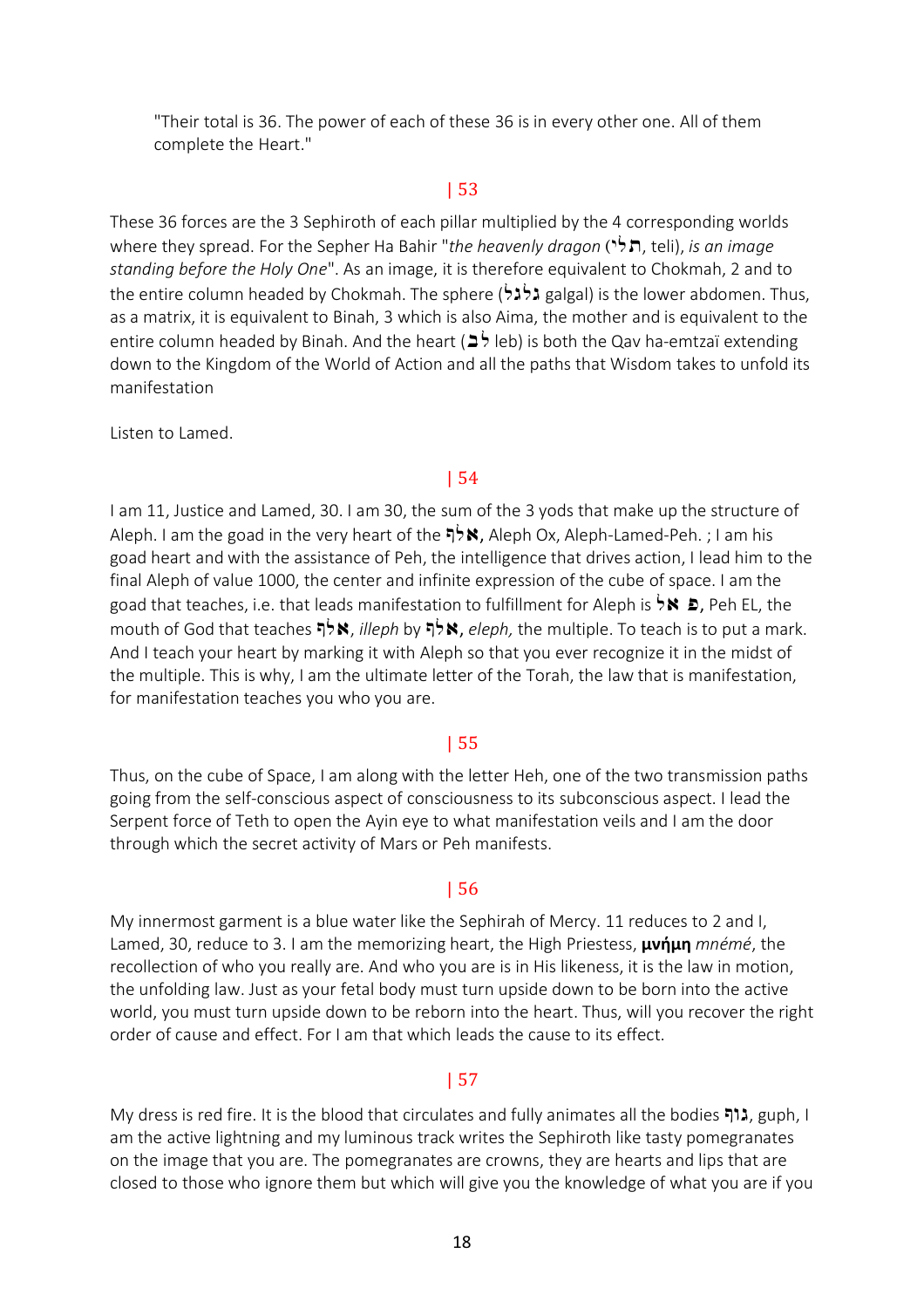"Their total is 36. The power of each of these 36 is in every other one. All of them complete the Heart."

| 53

These 36 forces are the 3 Sephiroth of each pillar multiplied by the 4 corresponding worlds where they spread. For the Sepher Ha Bahir "*the heavenly dragon* (**תלי**, teli), *is an image standing before the Holy One*". As an image, it is therefore equivalent to Chokmah, 2 and to the entire column headed by Chokmah. The sphere (**גלגל** galgal) is the lower abdomen. Thus, as a matrix, it is equivalent to Binah, 3 which is also Aima, the mother and is equivalent to the entire column headed by Binah. And the heart (**לב** leb) is both the Qav ha-emtzaï extending down to the Kingdom of the World of Action and all the paths that Wisdom takes to unfold its manifestation

Listen to Lamed.

| 54

I am 11, Justice and Lamed, 30. I am 30, the sum of the 3 yods that make up the structure of Aleph. I am the goad in the very heart of the **אלף**, Aleph Ox, Aleph-Lamed-Peh. ; I am his goad heart and with the assistance of Peh, the intelligence that drives action, I lead him to the final Aleph of value 1000, the center and infinite expression of the cube of space. I am the goad that teaches, i.e. that leads manifestation to fulfillment for Aleph is **פ אל**, Peh EL, the mouth of God that teaches **אלף**, *illeph* by **אלף**, *eleph,* the multiple. To teach is to put a mark. And I teach your heart by marking it with Aleph so that you ever recognize it in the midst of the multiple. This is why, I am the ultimate letter of the Torah, the law that is manifestation, for manifestation teaches you who you are.

| 55

Thus, on the cube of Space, I am along with the letter Heh, one of the two transmission paths going from the self-conscious aspect of consciousness to its subconscious aspect. I lead the Serpent force of Teth to open the Ayin eye to what manifestation veils and I am the door through which the secret activity of Mars or Peh manifests.

| 56

My innermost garment is a blue water like the Sephirah of Mercy. 11 reduces to 2 and I, Lamed, 30, reduce to 3. I am the memorizing heart, the High Priestess, **μνήμη** *mnémé*, the recollection of who you really are. And who you are is in His likeness, it is the law in motion, the unfolding law. Just as your fetal body must turn upside down to be born into the active world, you must turn upside down to be reborn into the heart. Thus, will you recover the right order of cause and effect. For I am that which leads the cause to its effect.

| 57

My dress is red fire. It is the blood that circulates and fully animates all the bodies **גוף**, guph, I am the active lightning and my luminous track writes the Sephiroth like tasty pomegranates on the image that you are. The pomegranates are crowns, they are hearts and lips that are closed to those who ignore them but which will give you the knowledge of what you are if you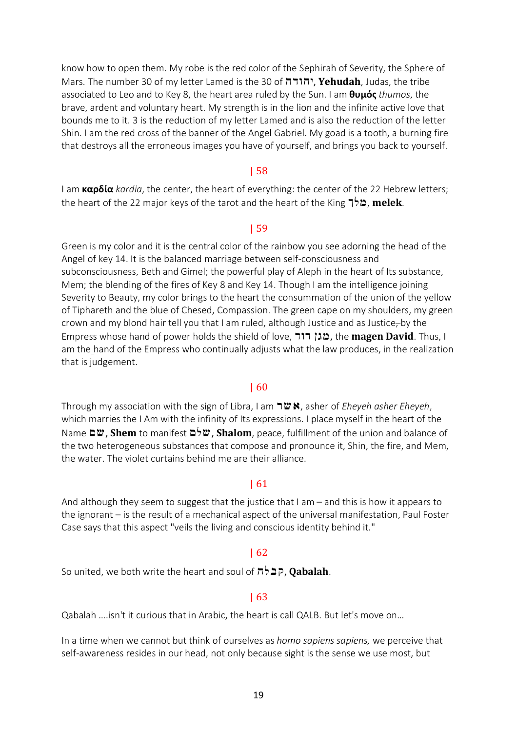know how to open them. My robe is the red color of the Sephirah of Severity, the Sphere of Mars. The number 30 of my letter Lamed is the 30 of יהודה, **Yehudah**, Judas, the tribe associated to Leo and to Key 8, the heart area ruled by the Sun. I am **θυμός** *thumos*, the brave, ardent and voluntary heart. My strength is in the lion and the infinite active love that bounds me to it. 3 is the reduction of my letter Lamed and is also the reduction of the letter Shin. I am the red cross of the banner of the Angel Gabriel. My goad is a tooth, a burning fire that destroys all the erroneous images you have of yourself, and brings you back to yourself.

| 58

I am **καρδία** *kardia*, the center, the heart of everything: the center of the 22 Hebrew letters; the heart of the 22 major keys of the tarot and the heart of the King מלך, **melek**.

| 59

Green is my color and it is the central color of the rainbow you see adorning the head of the Angel of key 14. It is the balanced marriage between self-consciousness and subconsciousness, Beth and Gimel; the powerful play of Aleph in the heart of Its substance, Mem; the blending of the fires of Key 8 and Key 14. Though I am the intelligence joining Severity to Beauty, my color brings to the heart the consummation of the union of the yellow of Tiphareth and the blue of Chesed, Compassion. The green cape on my shoulders, my green crown and my blond hair tell you that I am ruled, although Justice and as Justice, by the Empress whose hand of power holds the shield of love, מגן דוד, the **magen David**. Thus, I am the hand of the Empress who continually adjusts what the law produces, in the realization that is judgement.

| 60

Through my association with the sign of Libra, I am אשר, asher of *Eheyeh asher Eheyeh*, which marries the I Am with the infinity of Its expressions. I place myself in the heart of the Name שם, **Shem** to manifest שלם, **Shalom**, peace, fulfillment of the union and balance of the two heterogeneous substances that compose and pronounce it, Shin, the fire, and Mem, the water. The violet curtains behind me are their alliance.

| 61

And although they seem to suggest that the justice that I am – and this is how it appears to the ignorant – is the result of a mechanical aspect of the universal manifestation, Paul Foster Case says that this aspect "veils the living and conscious identity behind it."

| 62

So united, we both write the heart and soul of קבלה, **Qabalah**.

| 63

Qabalah ….isn't it curious that in Arabic, the heart is call QALB. But let's move on…

In a time when we cannot but think of ourselves as *homo sapiens sapiens,* we perceive that self-awareness resides in our head, not only because sight is the sense we use most, but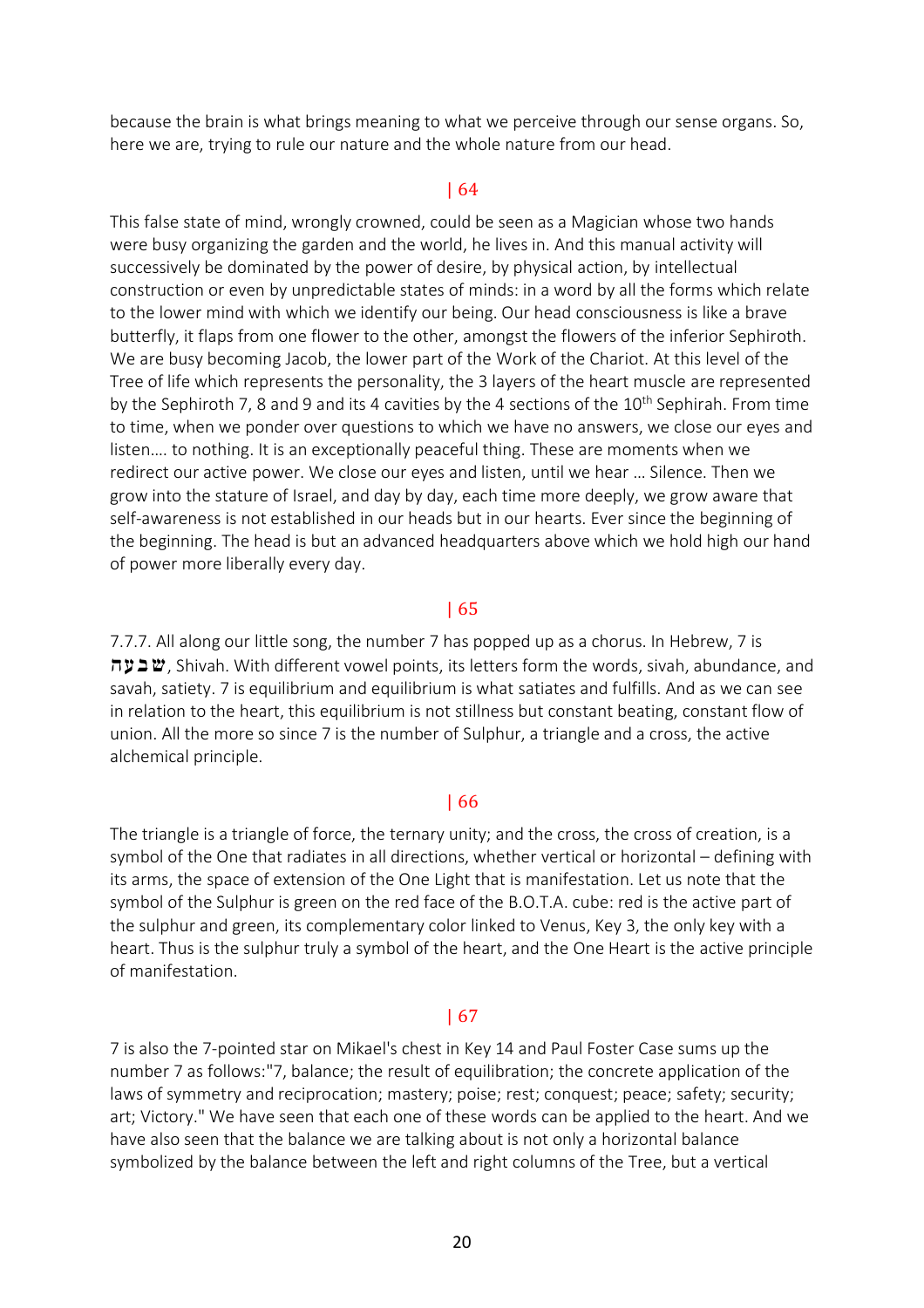because the brain is what brings meaning to what we perceive through our sense organs. So, here we are, trying to rule our nature and the whole nature from our head.

| 64

This false state of mind, wrongly crowned, could be seen as a Magician whose two hands were busy organizing the garden and the world, he lives in. And this manual activity will successively be dominated by the power of desire, by physical action, by intellectual construction or even by unpredictable states of minds: in a word by all the forms which relate to the lower mind with which we identify our being. Our head consciousness is like a brave butterfly, it flaps from one flower to the other, amongst the flowers of the inferior Sephiroth. We are busy becoming Jacob, the lower part of the Work of the Chariot. At this level of the Tree of life which represents the personality, the 3 layers of the heart muscle are represented by the Sephiroth 7, 8 and 9 and its 4 cavities by the 4 sections of the 10th Sephirah. From time to time, when we ponder over questions to which we have no answers, we close our eyes and listen…. to nothing. It is an exceptionally peaceful thing. These are moments when we redirect our active power. We close our eyes and listen, until we hear … Silence. Then we grow into the stature of Israel, and day by day, each time more deeply, we grow aware that self-awareness is not established in our heads but in our hearts. Ever since the beginning of the beginning. The head is but an advanced headquarters above which we hold high our hand of power more liberally every day.

| 65

7.7.7. All along our little song, the number 7 has popped up as a chorus. In Hebrew, 7 is שבעה, Shivah. With different vowel points, its letters form the words, sivah, abundance, and savah, satiety. 7 is equilibrium and equilibrium is what satiates and fulfills. And as we can see in relation to the heart, this equilibrium is not stillness but constant beating, constant flow of union. All the more so since 7 is the number of Sulphur, a triangle and a cross, the active alchemical principle.

| 66

The triangle is a triangle of force, the ternary unity; and the cross, the cross of creation, is a symbol of the One that radiates in all directions, whether vertical or horizontal – defining with its arms, the space of extension of the One Light that is manifestation. Let us note that the symbol of the Sulphur is green on the red face of the B.O.T.A. cube: red is the active part of the sulphur and green, its complementary color linked to Venus, Key 3, the only key with a heart. Thus is the sulphur truly a symbol of the heart, and the One Heart is the active principle of manifestation.

| 67

7 is also the 7-pointed star on Mikael's chest in Key 14 and Paul Foster Case sums up the number 7 as follows:"7, balance; the result of equilibration; the concrete application of the laws of symmetry and reciprocation; mastery; poise; rest; conquest; peace; safety; security; art; Victory." We have seen that each one of these words can be applied to the heart. And we have also seen that the balance we are talking about is not only a horizontal balance symbolized by the balance between the left and right columns of the Tree, but a vertical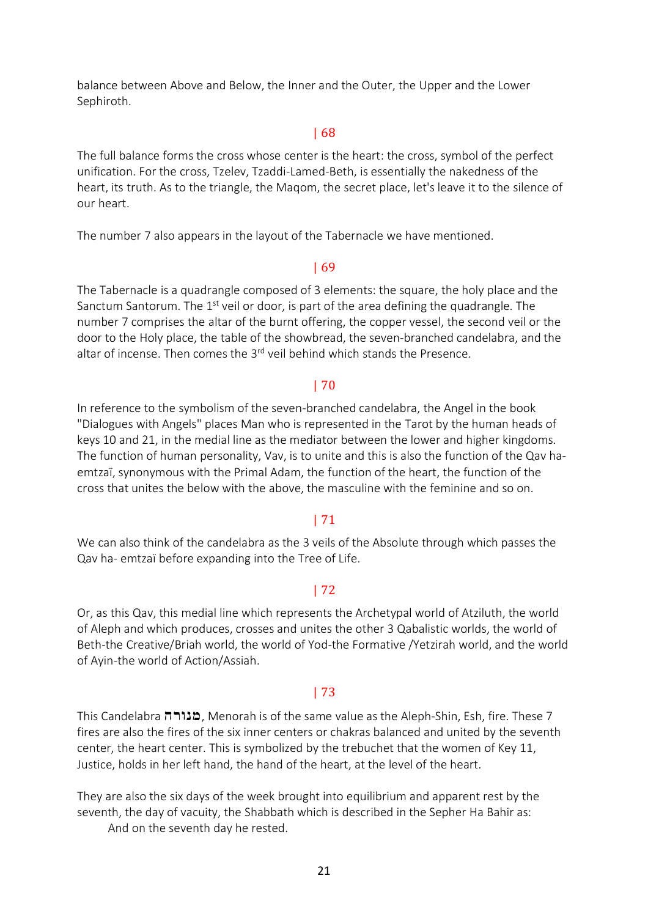balance between Above and Below, the Inner and the Outer, the Upper and the Lower Sephiroth.

| 68

The full balance forms the cross whose center is the heart: the cross, symbol of the perfect unification. For the cross, Tzelev, Tzaddi-Lamed-Beth, is essentially the nakedness of the heart, its truth. As to the triangle, the Maqom, the secret place, let's leave it to the silence of our heart.

The number 7 also appears in the layout of the Tabernacle we have mentioned.

| 69

The Tabernacle is a quadrangle composed of 3 elements: the square, the holy place and the Sanctum Santorum. The 1st veil or door, is part of the area defining the quadrangle. The number 7 comprises the altar of the burnt offering, the copper vessel, the second veil or the door to the Holy place, the table of the showbread, the seven-branched candelabra, and the altar of incense. Then comes the 3rd veil behind which stands the Presence.

| 70

In reference to the symbolism of the seven-branched candelabra, the Angel in the book "Dialogues with Angels" places Man who is represented in the Tarot by the human heads of keys 10 and 21, in the medial line as the mediator between the lower and higher kingdoms. The function of human personality, Vav, is to unite and this is also the function of the Qav ha-emtzaï, synonymous with the Primal Adam, the function of the heart, the function of the cross that unites the below with the above, the masculine with the feminine and so on.

| 71

We can also think of the candelabra as the 3 veils of the Absolute through which passes the Qav ha- emtzaï before expanding into the Tree of Life.

| 72

Or, as this Qav, this medial line which represents the Archetypal world of Atziluth, the world of Aleph and which produces, crosses and unites the other 3 Qabalistic worlds, the world of Beth-the Creative/Briah world, the world of Yod-the Formative /Yetzirah world, and the world of Ayin-the world of Action/Assiah.

| 73

This Candelabra מנורה, Menorah is of the same value as the Aleph-Shin, Esh, fire. These 7 fires are also the fires of the six inner centers or chakras balanced and united by the seventh center, the heart center. This is symbolized by the trebuchet that the women of Key 11, Justice, holds in her left hand, the hand of the heart, at the level of the heart.

They are also the six days of the week brought into equilibrium and apparent rest by the seventh, the day of vacuity, the Shabbath which is described in the Sepher Ha Bahir as:

> And on the seventh day he rested.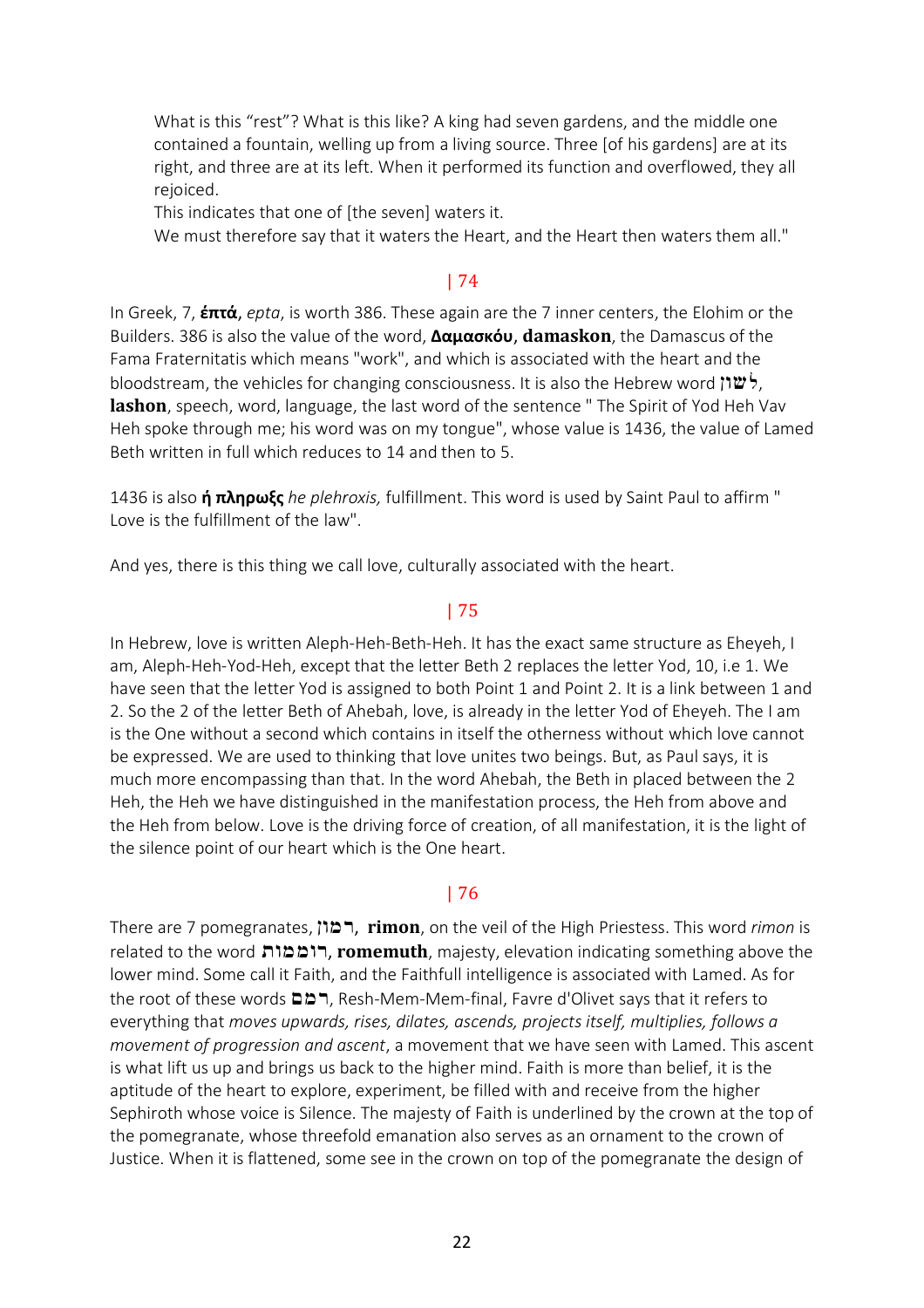> What is this "rest"? What is this like? A king had seven gardens, and the middle one contained a fountain, welling up from a living source. Three [of his gardens] are at its right, and three are at its left. When it performed its function and overflowed, they all rejoiced.
> This indicates that one of [the seven] waters it.
> We must therefore say that it waters the Heart, and the Heart then waters them all."

| 74

In Greek, 7, **έπτά**, *epta*, is worth 386. These again are the 7 inner centers, the Elohim or the Builders. 386 is also the value of the word, **Δαμασκόυ**, **damaskon**, the Damascus of the Fama Fraternitatis which means "work", and which is associated with the heart and the bloodstream, the vehicles for changing consciousness. It is also the Hebrew word לשון, **lashon**, speech, word, language, the last word of the sentence " The Spirit of Yod Heh Vav Heh spoke through me; his word was on my tongue", whose value is 1436, the value of Lamed Beth written in full which reduces to 14 and then to 5.

1436 is also **ή πληρωξς** *he plehroxis,* fulfillment. This word is used by Saint Paul to affirm " Love is the fulfillment of the law".

And yes, there is this thing we call love, culturally associated with the heart.

| 75

In Hebrew, love is written Aleph-Heh-Beth-Heh. It has the exact same structure as Eheyeh, I am, Aleph-Heh-Yod-Heh, except that the letter Beth 2 replaces the letter Yod, 10, i.e 1. We have seen that the letter Yod is assigned to both Point 1 and Point 2. It is a link between 1 and 2. So the 2 of the letter Beth of Ahebah, love, is already in the letter Yod of Eheyeh. The I am is the One without a second which contains in itself the otherness without which love cannot be expressed. We are used to thinking that love unites two beings. But, as Paul says, it is much more encompassing than that. In the word Ahebah, the Beth in placed between the 2 Heh, the Heh we have distinguished in the manifestation process, the Heh from above and the Heh from below. Love is the driving force of creation, of all manifestation, it is the light of the silence point of our heart which is the One heart.

| 76

There are 7 pomegranates, רמון, **rimon**, on the veil of the High Priestess. This word *rimon* is related to the word רוממות, **romemuth**, majesty, elevation indicating something above the lower mind. Some call it Faith, and the Faithfull intelligence is associated with Lamed. As for the root of these words רמם, Resh-Mem-Mem-final, Favre d'Olivet says that it refers to everything that *moves upwards, rises, dilates, ascends, projects itself, multiplies, follows a movement of progression and ascent*, a movement that we have seen with Lamed. This ascent is what lift us up and brings us back to the higher mind. Faith is more than belief, it is the aptitude of the heart to explore, experiment, be filled with and receive from the higher Sephiroth whose voice is Silence. The majesty of Faith is underlined by the crown at the top of the pomegranate, whose threefold emanation also serves as an ornament to the crown of Justice. When it is flattened, some see in the crown on top of the pomegranate the design of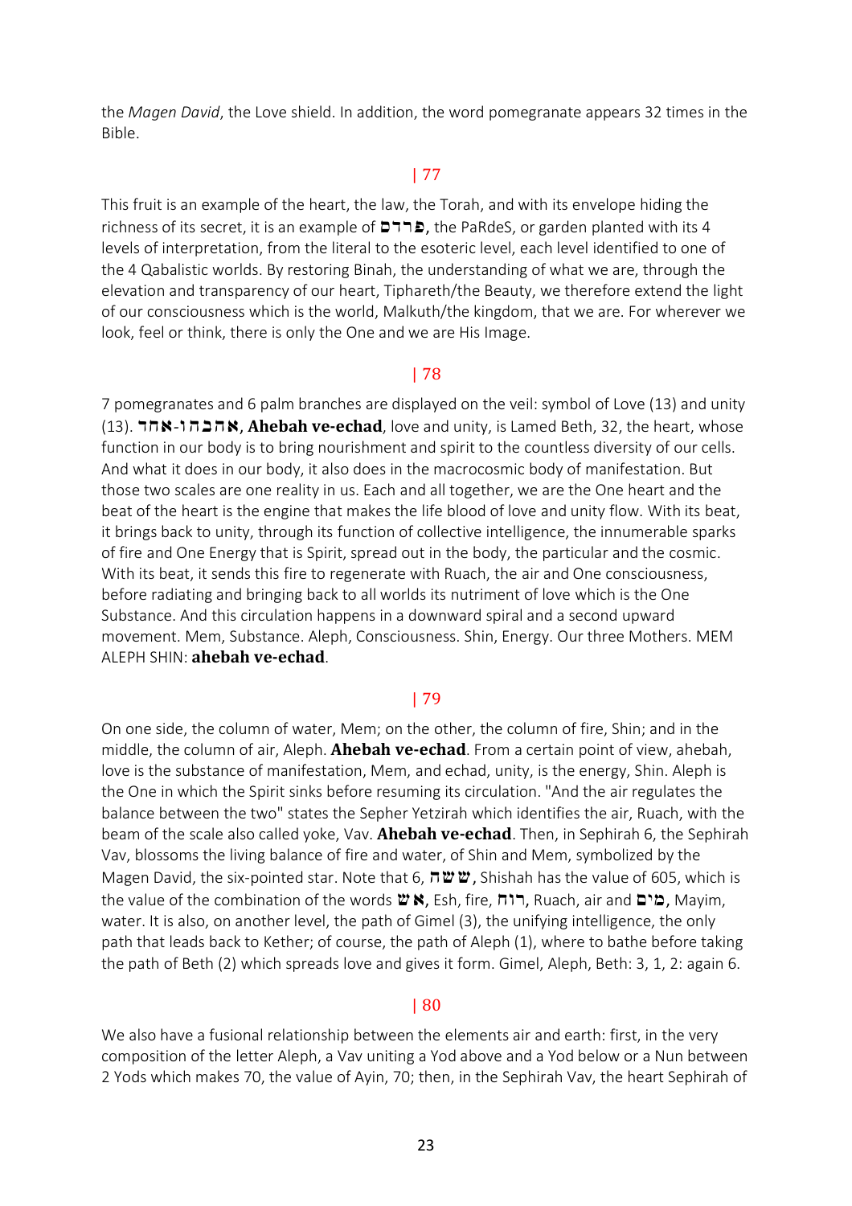the *Magen David*, the Love shield. In addition, the word pomegranate appears 32 times in the Bible.

| 77

This fruit is an example of the heart, the law, the Torah, and with its envelope hiding the richness of its secret, it is an example of פרדס, the PaRdeS, or garden planted with its 4 levels of interpretation, from the literal to the esoteric level, each level identified to one of the 4 Qabalistic worlds. By restoring Binah, the understanding of what we are, through the elevation and transparency of our heart, Tiphareth/the Beauty, we therefore extend the light of our consciousness which is the world, Malkuth/the kingdom, that we are. For wherever we look, feel or think, there is only the One and we are His Image.

| 78

7 pomegranates and 6 palm branches are displayed on the veil: symbol of Love (13) and unity (13). אהבה-ו-אחד, **Ahebah ve-echad**, love and unity, is Lamed Beth, 32, the heart, whose function in our body is to bring nourishment and spirit to the countless diversity of our cells. And what it does in our body, it also does in the macrocosmic body of manifestation. But those two scales are one reality in us. Each and all together, we are the One heart and the beat of the heart is the engine that makes the life blood of love and unity flow. With its beat, it brings back to unity, through its function of collective intelligence, the innumerable sparks of fire and One Energy that is Spirit, spread out in the body, the particular and the cosmic. With its beat, it sends this fire to regenerate with Ruach, the air and One consciousness, before radiating and bringing back to all worlds its nutriment of love which is the One Substance. And this circulation happens in a downward spiral and a second upward movement. Mem, Substance. Aleph, Consciousness. Shin, Energy. Our three Mothers. MEM ALEPH SHIN: **ahebah ve-echad**.

| 79

On one side, the column of water, Mem; on the other, the column of fire, Shin; and in the middle, the column of air, Aleph. **Ahebah ve-echad**. From a certain point of view, ahebah, love is the substance of manifestation, Mem, and echad, unity, is the energy, Shin. Aleph is the One in which the Spirit sinks before resuming its circulation. "And the air regulates the balance between the two" states the Sepher Yetzirah which identifies the air, Ruach, with the beam of the scale also called yoke, Vav. **Ahebah ve-echad**. Then, in Sephirah 6, the Sephirah Vav, blossoms the living balance of fire and water, of Shin and Mem, symbolized by the Magen David, the six-pointed star. Note that 6, ששה, Shishah has the value of 605, which is the value of the combination of the words אש, Esh, fire, רוח, Ruach, air and מים, Mayim, water. It is also, on another level, the path of Gimel (3), the unifying intelligence, the only path that leads back to Kether; of course, the path of Aleph (1), where to bathe before taking the path of Beth (2) which spreads love and gives it form. Gimel, Aleph, Beth: 3, 1, 2: again 6.

| 80

We also have a fusional relationship between the elements air and earth: first, in the very composition of the letter Aleph, a Vav uniting a Yod above and a Yod below or a Nun between 2 Yods which makes 70, the value of Ayin, 70; then, in the Sephirah Vav, the heart Sephirah of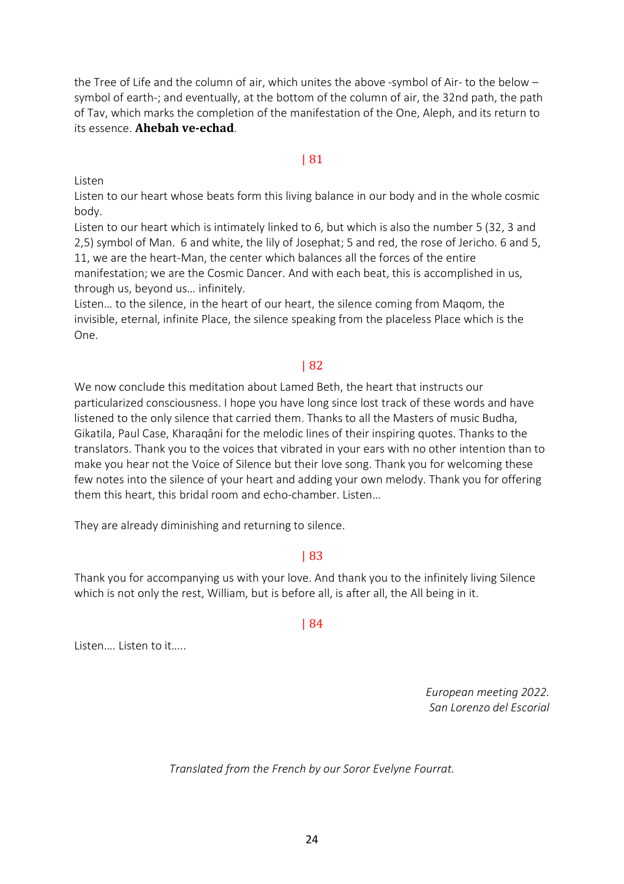the Tree of Life and the column of air, which unites the above -symbol of Air- to the below – symbol of earth-; and eventually, at the bottom of the column of air, the 32nd path, the path of Tav, which marks the completion of the manifestation of the One, Aleph, and its return to its essence. **Ahebah ve-echad**.

| 81

Listen
Listen to our heart whose beats form this living balance in our body and in the whole cosmic body.
Listen to our heart which is intimately linked to 6, but which is also the number 5 (32, 3 and 2,5) symbol of Man. 6 and white, the lily of Josephat; 5 and red, the rose of Jericho. 6 and 5, 11, we are the heart-Man, the center which balances all the forces of the entire manifestation; we are the Cosmic Dancer. And with each beat, this is accomplished in us, through us, beyond us… infinitely.
Listen… to the silence, in the heart of our heart, the silence coming from Maqom, the invisible, eternal, infinite Place, the silence speaking from the placeless Place which is the One.

| 82

We now conclude this meditation about Lamed Beth, the heart that instructs our particularized consciousness. I hope you have long since lost track of these words and have listened to the only silence that carried them. Thanks to all the Masters of music Budha, Gikatila, Paul Case, Kharaqâni for the melodic lines of their inspiring quotes. Thanks to the translators. Thank you to the voices that vibrated in your ears with no other intention than to make you hear not the Voice of Silence but their love song. Thank you for welcoming these few notes into the silence of your heart and adding your own melody. Thank you for offering them this heart, this bridal room and echo-chamber. Listen…

They are already diminishing and returning to silence.

| 83

Thank you for accompanying us with your love. And thank you to the infinitely living Silence which is not only the rest, William, but is before all, is after all, the All being in it.

| 84

Listen…. Listen to it…..

*European meeting 2022.*
*San Lorenzo del Escorial*

*Translated from the French by our Soror Evelyne Fourrat.*